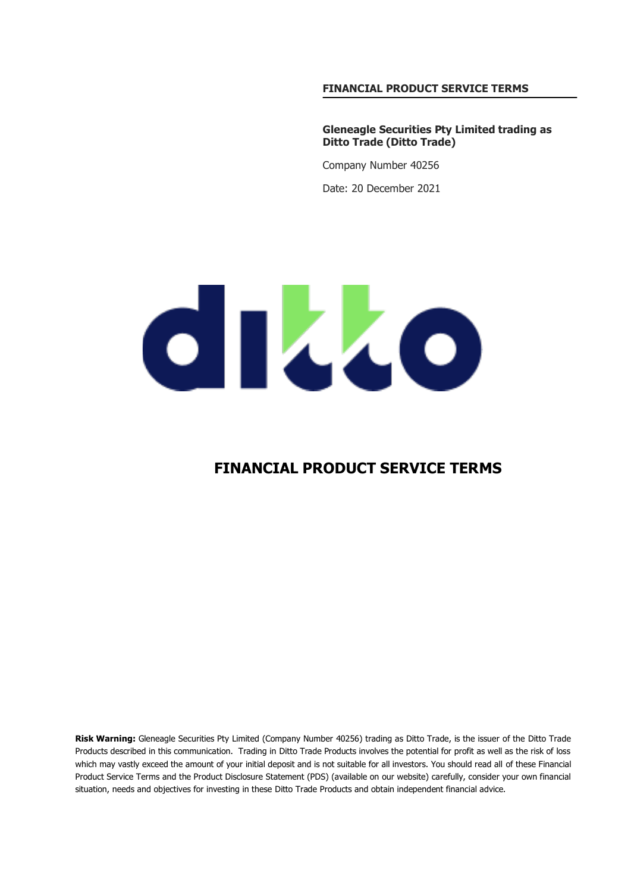**FINANCIAL PRODUCT SERVICE TERMS**

**Gleneagle Securities Pty Limited trading as Ditto Trade (Ditto Trade)**

Company Number 40256

Date: 20 December 2021

# FINANCIAL PRODUCT SERVICE TERMS

**Risk Warning:** Gleneagle Securities Pty Limited (Company Number 40256) trading as Ditto Trade, is the issuer of the Ditto Trade Products described in this communication. Trading in Ditto Trade Products involves the potential for profit as well as the risk of loss which may vastly exceed the amount of your initial deposit and is not suitable for all investors. You should read all of these Financial Product Service Terms and the Product Disclosure Statement (PDS) (available on our website) carefully, consider your own financial situation, needs and objectives for investing in these Ditto Trade Products and obtain independent financial advice.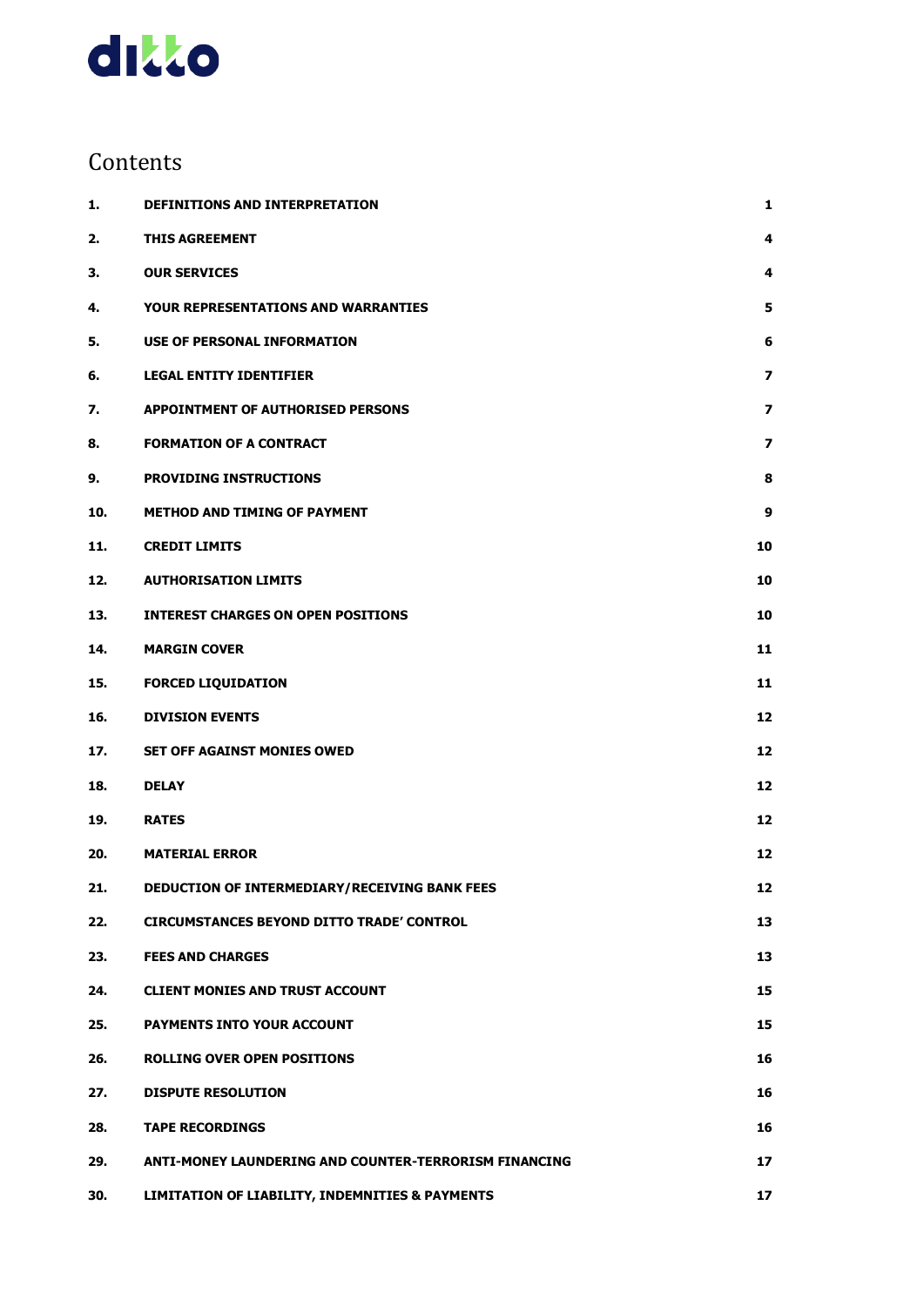## Contents

| | | |
|---|---|---|
| **1.** | **DEFINITIONS AND INTERPRETATION** | **1** |
| **2.** | **THIS AGREEMENT** | **4** |
| **3.** | **OUR SERVICES** | **4** |
| **4.** | **YOUR REPRESENTATIONS AND WARRANTIES** | **5** |
| **5.** | **USE OF PERSONAL INFORMATION** | **6** |
| **6.** | **LEGAL ENTITY IDENTIFIER** | **7** |
| **7.** | **APPOINTMENT OF AUTHORISED PERSONS** | **7** |
| **8.** | **FORMATION OF A CONTRACT** | **7** |
| **9.** | **PROVIDING INSTRUCTIONS** | **8** |
| **10.** | **METHOD AND TIMING OF PAYMENT** | **9** |
| **11.** | **CREDIT LIMITS** | **10** |
| **12.** | **AUTHORISATION LIMITS** | **10** |
| **13.** | **INTEREST CHARGES ON OPEN POSITIONS** | **10** |
| **14.** | **MARGIN COVER** | **11** |
| **15.** | **FORCED LIQUIDATION** | **11** |
| **16.** | **DIVISION EVENTS** | **12** |
| **17.** | **SET OFF AGAINST MONIES OWED** | **12** |
| **18.** | **DELAY** | **12** |
| **19.** | **RATES** | **12** |
| **20.** | **MATERIAL ERROR** | **12** |
| **21.** | **DEDUCTION OF INTERMEDIARY/RECEIVING BANK FEES** | **12** |
| **22.** | **CIRCUMSTANCES BEYOND DITTO TRADE' CONTROL** | **13** |
| **23.** | **FEES AND CHARGES** | **13** |
| **24.** | **CLIENT MONIES AND TRUST ACCOUNT** | **15** |
| **25.** | **PAYMENTS INTO YOUR ACCOUNT** | **15** |
| **26.** | **ROLLING OVER OPEN POSITIONS** | **16** |
| **27.** | **DISPUTE RESOLUTION** | **16** |
| **28.** | **TAPE RECORDINGS** | **16** |
| **29.** | **ANTI-MONEY LAUNDERING AND COUNTER-TERRORISM FINANCING** | **17** |
| **30.** | **LIMITATION OF LIABILITY, INDEMNITIES & PAYMENTS** | **17** |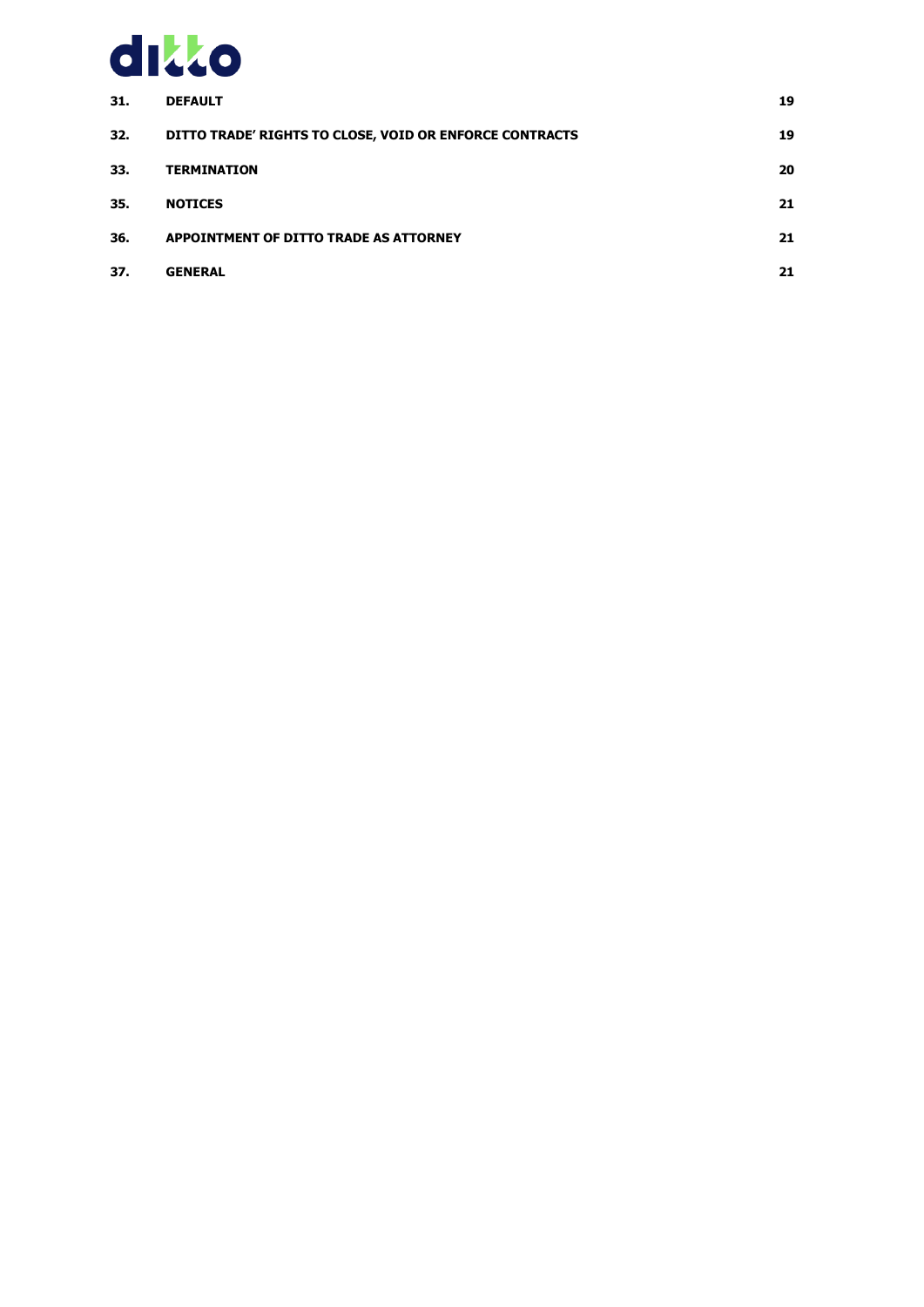| | | |
|---|---|---|
| **31.** | **DEFAULT** | **19** |
| **32.** | **DITTO TRADE' RIGHTS TO CLOSE, VOID OR ENFORCE CONTRACTS** | **19** |
| **33.** | **TERMINATION** | **20** |
| **35.** | **NOTICES** | **21** |
| **36.** | **APPOINTMENT OF DITTO TRADE AS ATTORNEY** | **21** |
| **37.** | **GENERAL** | **21** |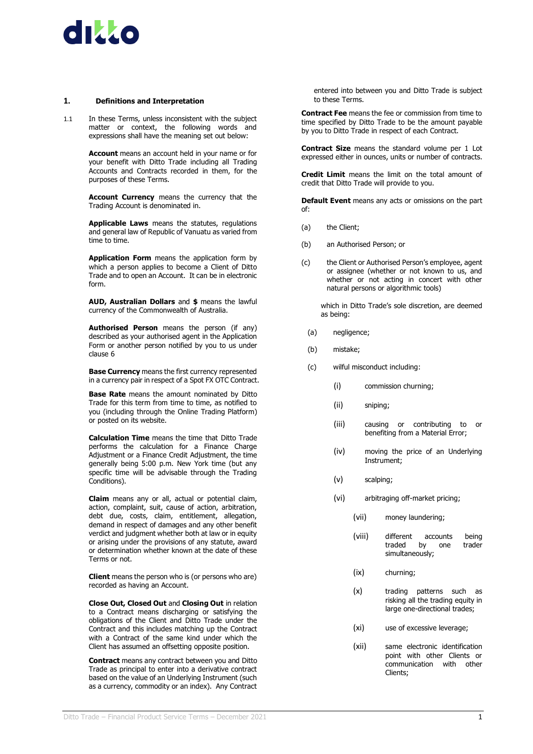## 1. Definitions and Interpretation

1.1 In these Terms, unless inconsistent with the subject matter or context, the following words and expressions shall have the meaning set out below:

**Account** means an account held in your name or for your benefit with Ditto Trade including all Trading Accounts and Contracts recorded in them, for the purposes of these Terms.

**Account Currency** means the currency that the Trading Account is denominated in.

**Applicable Laws** means the statutes, regulations and general law of Republic of Vanuatu as varied from time to time.

**Application Form** means the application form by which a person applies to become a Client of Ditto Trade and to open an Account. It can be in electronic form.

**AUD, Australian Dollars** and **$** means the lawful currency of the Commonwealth of Australia.

**Authorised Person** means the person (if any) described as your authorised agent in the Application Form or another person notified by you to us under clause 6

**Base Currency** means the first currency represented in a currency pair in respect of a Spot FX OTC Contract.

**Base Rate** means the amount nominated by Ditto Trade for this term from time to time, as notified to you (including through the Online Trading Platform) or posted on its website.

**Calculation Time** means the time that Ditto Trade performs the calculation for a Finance Charge Adjustment or a Finance Credit Adjustment, the time generally being 5:00 p.m. New York time (but any specific time will be advisable through the Trading Conditions).

**Claim** means any or all, actual or potential claim, action, complaint, suit, cause of action, arbitration, debt due, costs, claim, entitlement, allegation, demand in respect of damages and any other benefit verdict and judgment whether both at law or in equity or arising under the provisions of any statute, award or determination whether known at the date of these Terms or not.

**Client** means the person who is (or persons who are) recorded as having an Account.

**Close Out, Closed Out** and **Closing Out** in relation to a Contract means discharging or satisfying the obligations of the Client and Ditto Trade under the Contract and this includes matching up the Contract with a Contract of the same kind under which the Client has assumed an offsetting opposite position.

**Contract** means any contract between you and Ditto Trade as principal to enter into a derivative contract based on the value of an Underlying Instrument (such as a currency, commodity or an index). Any Contract entered into between you and Ditto Trade is subject to these Terms.

**Contract Fee** means the fee or commission from time to time specified by Ditto Trade to be the amount payable by you to Ditto Trade in respect of each Contract.

**Contract Size** means the standard volume per 1 Lot expressed either in ounces, units or number of contracts.

**Credit Limit** means the limit on the total amount of credit that Ditto Trade will provide to you.

**Default Event** means any acts or omissions on the part of:

(a) the Client;

(b) an Authorised Person; or

(c) the Client or Authorised Person's employee, agent or assignee (whether or not known to us, and whether or not acting in concert with other natural persons or algorithmic tools)

which in Ditto Trade's sole discretion, are deemed as being:

(a) negligence;

(b) mistake;

(c) wilful misconduct including:

(i) commission churning;

(ii) sniping;

(iii) causing or contributing to or benefiting from a Material Error;

(iv) moving the price of an Underlying Instrument;

(v) scalping;

(vi) arbitraging off-market pricing;

(vii) money laundering;

(viii) different accounts being traded by one trader simultaneously;

(ix) churning;

(x) trading patterns such as risking all the trading equity in large one-directional trades;

(xi) use of excessive leverage;

(xii) same electronic identification point with other Clients or communication with other Clients;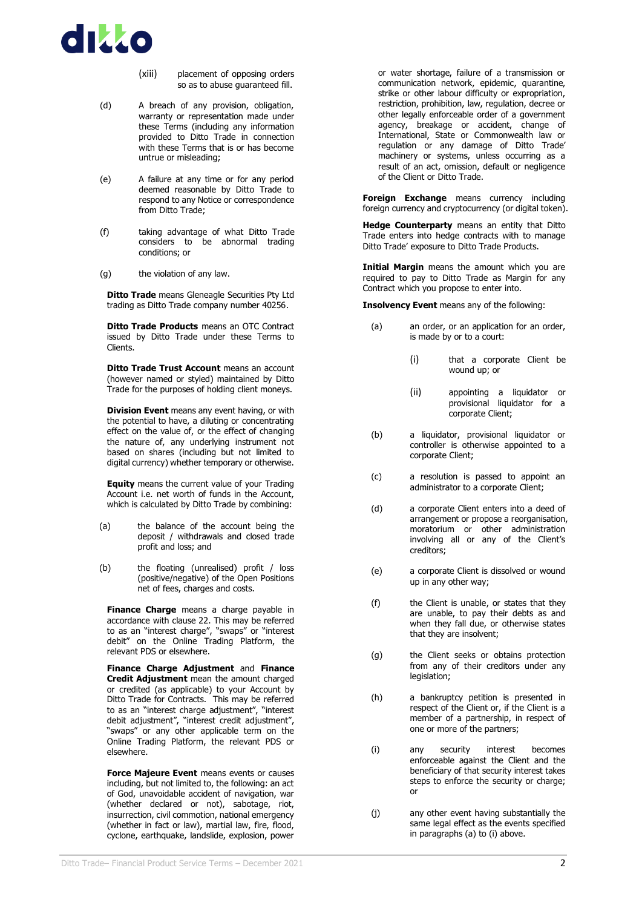(xiii) placement of opposing orders so as to abuse guaranteed fill.

(d) A breach of any provision, obligation, warranty or representation made under these Terms (including any information provided to Ditto Trade in connection with these Terms that is or has become untrue or misleading;

(e) A failure at any time or for any period deemed reasonable by Ditto Trade to respond to any Notice or correspondence from Ditto Trade;

(f) taking advantage of what Ditto Trade considers to be abnormal trading conditions; or

(g) the violation of any law.

**Ditto Trade** means Gleneagle Securities Pty Ltd trading as Ditto Trade company number 40256.

**Ditto Trade Products** means an OTC Contract issued by Ditto Trade under these Terms to Clients.

**Ditto Trade Trust Account** means an account (however named or styled) maintained by Ditto Trade for the purposes of holding client moneys.

**Division Event** means any event having, or with the potential to have, a diluting or concentrating effect on the value of, or the effect of changing the nature of, any underlying instrument not based on shares (including but not limited to digital currency) whether temporary or otherwise.

**Equity** means the current value of your Trading Account i.e. net worth of funds in the Account, which is calculated by Ditto Trade by combining:

(a) the balance of the account being the deposit / withdrawals and closed trade profit and loss; and

(b) the floating (unrealised) profit / loss (positive/negative) of the Open Positions net of fees, charges and costs.

**Finance Charge** means a charge payable in accordance with clause 22. This may be referred to as an "interest charge", "swaps" or "interest debit" on the Online Trading Platform, the relevant PDS or elsewhere.

**Finance Charge Adjustment** and **Finance Credit Adjustment** mean the amount charged or credited (as applicable) to your Account by Ditto Trade for Contracts. This may be referred to as an "interest charge adjustment", "interest debit adjustment", "interest credit adjustment", "swaps" or any other applicable term on the Online Trading Platform, the relevant PDS or elsewhere.

**Force Majeure Event** means events or causes including, but not limited to, the following: an act of God, unavoidable accident of navigation, war (whether declared or not), sabotage, riot, insurrection, civil commotion, national emergency (whether in fact or law), martial law, fire, flood, cyclone, earthquake, landslide, explosion, power or water shortage, failure of a transmission or communication network, epidemic, quarantine, strike or other labour difficulty or expropriation, restriction, prohibition, law, regulation, decree or other legally enforceable order of a government agency, breakage or accident, change of International, State or Commonwealth law or regulation or any damage of Ditto Trade' machinery or systems, unless occurring as a result of an act, omission, default or negligence of the Client or Ditto Trade.

**Foreign Exchange** means currency including foreign currency and cryptocurrency (or digital token).

**Hedge Counterparty** means an entity that Ditto Trade enters into hedge contracts with to manage Ditto Trade' exposure to Ditto Trade Products.

**Initial Margin** means the amount which you are required to pay to Ditto Trade as Margin for any Contract which you propose to enter into.

**Insolvency Event** means any of the following:

(a) an order, or an application for an order, is made by or to a court:

  (i) that a corporate Client be wound up; or

  (ii) appointing a liquidator or provisional liquidator for a corporate Client;

(b) a liquidator, provisional liquidator or controller is otherwise appointed to a corporate Client;

(c) a resolution is passed to appoint an administrator to a corporate Client;

(d) a corporate Client enters into a deed of arrangement or propose a reorganisation, moratorium or other administration involving all or any of the Client's creditors;

(e) a corporate Client is dissolved or wound up in any other way;

(f) the Client is unable, or states that they are unable, to pay their debts as and when they fall due, or otherwise states that they are insolvent;

(g) the Client seeks or obtains protection from any of their creditors under any legislation;

(h) a bankruptcy petition is presented in respect of the Client or, if the Client is a member of a partnership, in respect of one or more of the partners;

(i) any security interest becomes enforceable against the Client and the beneficiary of that security interest takes steps to enforce the security or charge; or

(j) any other event having substantially the same legal effect as the events specified in paragraphs (a) to (i) above.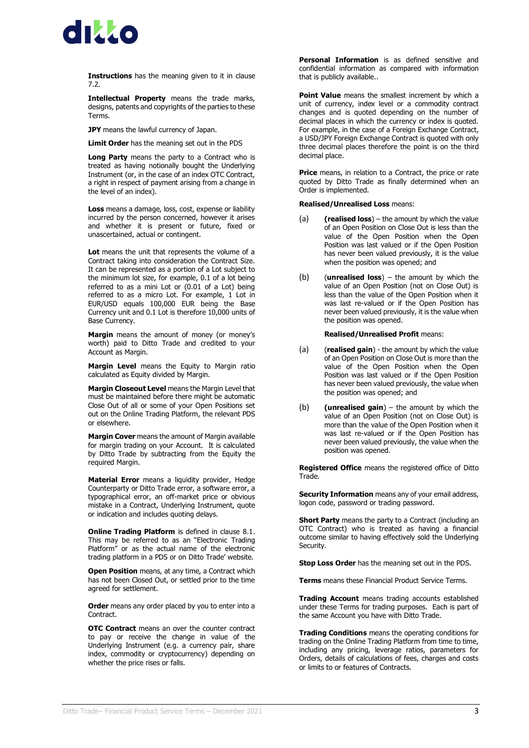**Instructions** has the meaning given to it in clause 7.2.

**Intellectual Property** means the trade marks, designs, patents and copyrights of the parties to these Terms.

**JPY** means the lawful currency of Japan.

**Limit Order** has the meaning set out in the PDS

**Long Party** means the party to a Contract who is treated as having notionally bought the Underlying Instrument (or, in the case of an index OTC Contract, a right in respect of payment arising from a change in the level of an index).

**Loss** means a damage, loss, cost, expense or liability incurred by the person concerned, however it arises and whether it is present or future, fixed or unascertained, actual or contingent.

**Lot** means the unit that represents the volume of a Contract taking into consideration the Contract Size. It can be represented as a portion of a Lot subject to the minimum lot size, for example, 0.1 of a lot being referred to as a mini Lot or (0.01 of a Lot) being referred to as a micro Lot. For example, 1 Lot in EUR/USD equals 100,000 EUR being the Base Currency unit and 0.1 Lot is therefore 10,000 units of Base Currency.

**Margin** means the amount of money (or money's worth) paid to Ditto Trade and credited to your Account as Margin.

**Margin Level** means the Equity to Margin ratio calculated as Equity divided by Margin.

**Margin Closeout Level** means the Margin Level that must be maintained before there might be automatic Close Out of all or some of your Open Positions set out on the Online Trading Platform, the relevant PDS or elsewhere.

**Margin Cover** means the amount of Margin available for margin trading on your Account. It is calculated by Ditto Trade by subtracting from the Equity the required Margin.

**Material Error** means a liquidity provider, Hedge Counterparty or Ditto Trade error, a software error, a typographical error, an off-market price or obvious mistake in a Contract, Underlying Instrument, quote or indication and includes quoting delays.

**Online Trading Platform** is defined in clause 8.1. This may be referred to as an "Electronic Trading Platform" or as the actual name of the electronic trading platform in a PDS or on Ditto Trade' website.

**Open Position** means, at any time, a Contract which has not been Closed Out, or settled prior to the time agreed for settlement.

**Order** means any order placed by you to enter into a Contract.

**OTC Contract** means an over the counter contract to pay or receive the change in value of the Underlying Instrument (e.g. a currency pair, share index, commodity or cryptocurrency) depending on whether the price rises or falls.

**Personal Information** is as defined sensitive and confidential information as compared with information that is publicly available..

**Point Value** means the smallest increment by which a unit of currency, index level or a commodity contract changes and is quoted depending on the number of decimal places in which the currency or index is quoted. For example, in the case of a Foreign Exchange Contract, a USD/JPY Foreign Exchange Contract is quoted with only three decimal places therefore the point is on the third decimal place.

**Price** means, in relation to a Contract, the price or rate quoted by Ditto Trade as finally determined when an Order is implemented.

**Realised/Unrealised Loss** means:

(a) **(realised loss**) – the amount by which the value of an Open Position on Close Out is less than the value of the Open Position when the Open Position was last valued or if the Open Position has never been valued previously, it is the value when the position was opened; and

(b) (**unrealised loss**) – the amount by which the value of an Open Position (not on Close Out) is less than the value of the Open Position when it was last re-valued or if the Open Position has never been valued previously, it is the value when the position was opened.

**Realised/Unrealised Profit** means:

(a) (**realised gain**) - the amount by which the value of an Open Position on Close Out is more than the value of the Open Position when the Open Position was last valued or if the Open Position has never been valued previously, the value when the position was opened; and

(b) **(unrealised gain**) – the amount by which the value of an Open Position (not on Close Out) is more than the value of the Open Position when it was last re-valued or if the Open Position has never been valued previously, the value when the position was opened.

**Registered Office** means the registered office of Ditto Trade.

**Security Information** means any of your email address, logon code, password or trading password.

**Short Party** means the party to a Contract (including an OTC Contract) who is treated as having a financial outcome similar to having effectively sold the Underlying Security.

**Stop Loss Order** has the meaning set out in the PDS.

**Terms** means these Financial Product Service Terms.

**Trading Account** means trading accounts established under these Terms for trading purposes. Each is part of the same Account you have with Ditto Trade.

**Trading Conditions** means the operating conditions for trading on the Online Trading Platform from time to time, including any pricing, leverage ratios, parameters for Orders, details of calculations of fees, charges and costs or limits to or features of Contracts.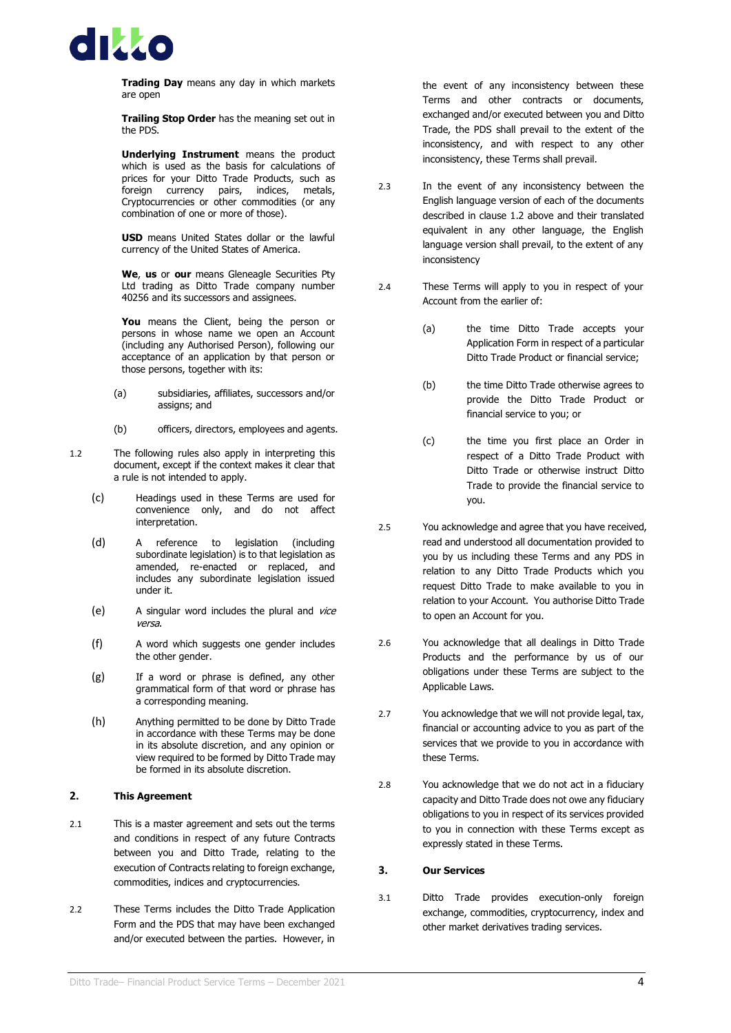**Trading Day** means any day in which markets are open

**Trailing Stop Order** has the meaning set out in the PDS.

**Underlying Instrument** means the product which is used as the basis for calculations of prices for your Ditto Trade Products, such as foreign currency pairs, indices, metals, Cryptocurrencies or other commodities (or any combination of one or more of those).

**USD** means United States dollar or the lawful currency of the United States of America.

**We**, **us** or **our** means Gleneagle Securities Pty Ltd trading as Ditto Trade company number 40256 and its successors and assignees.

**You** means the Client, being the person or persons in whose name we open an Account (including any Authorised Person), following our acceptance of an application by that person or those persons, together with its:

(a) subsidiaries, affiliates, successors and/or assigns; and

(b) officers, directors, employees and agents.

1.2 The following rules also apply in interpreting this document, except if the context makes it clear that a rule is not intended to apply.

(c) Headings used in these Terms are used for convenience only, and do not affect interpretation.

(d) A reference to legislation (including subordinate legislation) is to that legislation as amended, re-enacted or replaced, and includes any subordinate legislation issued under it.

(e) A singular word includes the plural and *vice versa*.

(f) A word which suggests one gender includes the other gender.

(g) If a word or phrase is defined, any other grammatical form of that word or phrase has a corresponding meaning.

(h) Anything permitted to be done by Ditto Trade in accordance with these Terms may be done in its absolute discretion, and any opinion or view required to be formed by Ditto Trade may be formed in its absolute discretion.

## 2. This Agreement

2.1 This is a master agreement and sets out the terms and conditions in respect of any future Contracts between you and Ditto Trade, relating to the execution of Contracts relating to foreign exchange, commodities, indices and cryptocurrencies.

2.2 These Terms includes the Ditto Trade Application Form and the PDS that may have been exchanged and/or executed between the parties. However, in the event of any inconsistency between these Terms and other contracts or documents, exchanged and/or executed between you and Ditto Trade, the PDS shall prevail to the extent of the inconsistency, and with respect to any other inconsistency, these Terms shall prevail.

2.3 In the event of any inconsistency between the English language version of each of the documents described in clause 1.2 above and their translated equivalent in any other language, the English language version shall prevail, to the extent of any inconsistency

2.4 These Terms will apply to you in respect of your Account from the earlier of:

(a) the time Ditto Trade accepts your Application Form in respect of a particular Ditto Trade Product or financial service;

(b) the time Ditto Trade otherwise agrees to provide the Ditto Trade Product or financial service to you; or

(c) the time you first place an Order in respect of a Ditto Trade Product with Ditto Trade or otherwise instruct Ditto Trade to provide the financial service to you.

2.5 You acknowledge and agree that you have received, read and understood all documentation provided to you by us including these Terms and any PDS in relation to any Ditto Trade Products which you request Ditto Trade to make available to you in relation to your Account. You authorise Ditto Trade to open an Account for you.

2.6 You acknowledge that all dealings in Ditto Trade Products and the performance by us of our obligations under these Terms are subject to the Applicable Laws.

2.7 You acknowledge that we will not provide legal, tax, financial or accounting advice to you as part of the services that we provide to you in accordance with these Terms.

2.8 You acknowledge that we do not act in a fiduciary capacity and Ditto Trade does not owe any fiduciary obligations to you in respect of its services provided to you in connection with these Terms except as expressly stated in these Terms.

## 3. Our Services

3.1 Ditto Trade provides execution-only foreign exchange, commodities, cryptocurrency, index and other market derivatives trading services.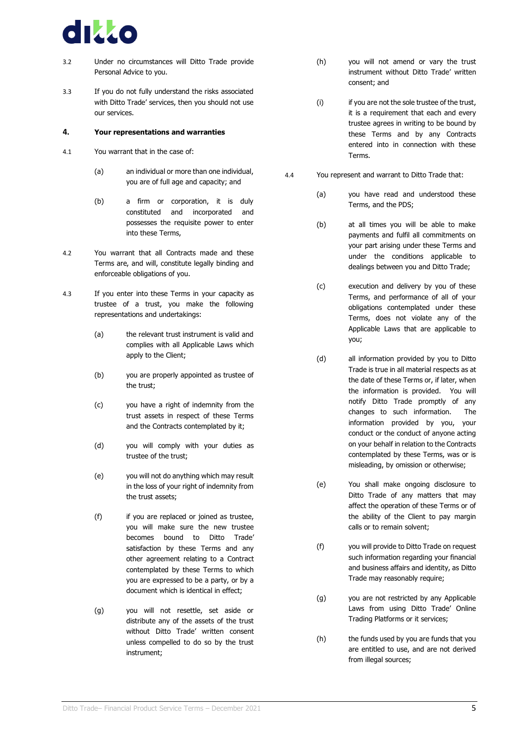3.2 Under no circumstances will Ditto Trade provide Personal Advice to you.

3.3 If you do not fully understand the risks associated with Ditto Trade' services, then you should not use our services.

## 4. Your representations and warranties

4.1 You warrant that in the case of:

(a) an individual or more than one individual, you are of full age and capacity; and

(b) a firm or corporation, it is duly constituted and incorporated and possesses the requisite power to enter into these Terms,

4.2 You warrant that all Contracts made and these Terms are, and will, constitute legally binding and enforceable obligations of you.

4.3 If you enter into these Terms in your capacity as trustee of a trust, you make the following representations and undertakings:

(a) the relevant trust instrument is valid and complies with all Applicable Laws which apply to the Client;

(b) you are properly appointed as trustee of the trust;

(c) you have a right of indemnity from the trust assets in respect of these Terms and the Contracts contemplated by it;

(d) you will comply with your duties as trustee of the trust;

(e) you will not do anything which may result in the loss of your right of indemnity from the trust assets;

(f) if you are replaced or joined as trustee, you will make sure the new trustee becomes bound to Ditto Trade' satisfaction by these Terms and any other agreement relating to a Contract contemplated by these Terms to which you are expressed to be a party, or by a document which is identical in effect;

(g) you will not resettle, set aside or distribute any of the assets of the trust without Ditto Trade' written consent unless compelled to do so by the trust instrument;

(h) you will not amend or vary the trust instrument without Ditto Trade' written consent; and

(i) if you are not the sole trustee of the trust, it is a requirement that each and every trustee agrees in writing to be bound by these Terms and by any Contracts entered into in connection with these Terms.

4.4 You represent and warrant to Ditto Trade that:

(a) you have read and understood these Terms, and the PDS;

(b) at all times you will be able to make payments and fulfil all commitments on your part arising under these Terms and under the conditions applicable to dealings between you and Ditto Trade;

(c) execution and delivery by you of these Terms, and performance of all of your obligations contemplated under these Terms, does not violate any of the Applicable Laws that are applicable to you;

(d) all information provided by you to Ditto Trade is true in all material respects as at the date of these Terms or, if later, when the information is provided. You will notify Ditto Trade promptly of any changes to such information. The information provided by you, your conduct or the conduct of anyone acting on your behalf in relation to the Contracts contemplated by these Terms, was or is misleading, by omission or otherwise;

(e) You shall make ongoing disclosure to Ditto Trade of any matters that may affect the operation of these Terms or of the ability of the Client to pay margin calls or to remain solvent;

(f) you will provide to Ditto Trade on request such information regarding your financial and business affairs and identity, as Ditto Trade may reasonably require;

(g) you are not restricted by any Applicable Laws from using Ditto Trade' Online Trading Platforms or it services;

(h) the funds used by you are funds that you are entitled to use, and are not derived from illegal sources;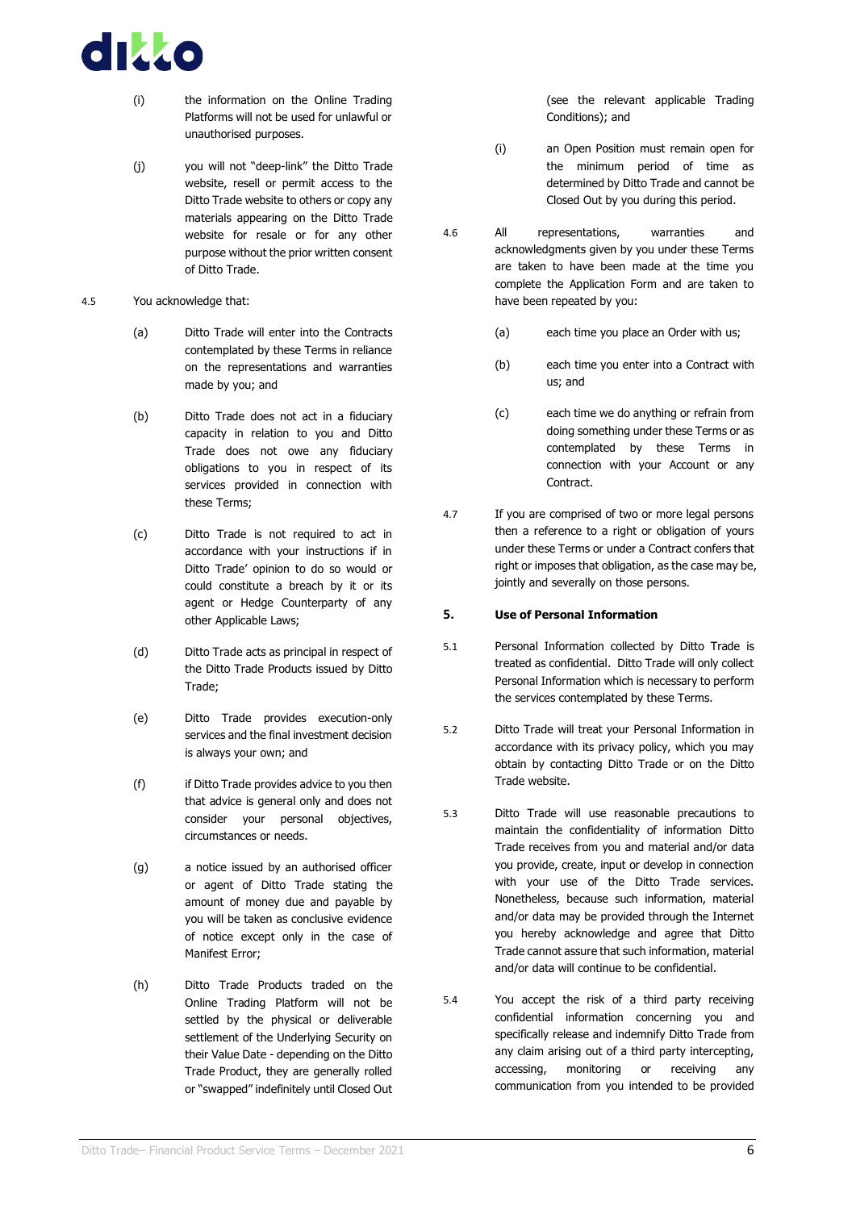(i) the information on the Online Trading Platforms will not be used for unlawful or unauthorised purposes.

(j) you will not "deep-link" the Ditto Trade website, resell or permit access to the Ditto Trade website to others or copy any materials appearing on the Ditto Trade website for resale or for any other purpose without the prior written consent of Ditto Trade.

4.5 You acknowledge that:

(a) Ditto Trade will enter into the Contracts contemplated by these Terms in reliance on the representations and warranties made by you; and

(b) Ditto Trade does not act in a fiduciary capacity in relation to you and Ditto Trade does not owe any fiduciary obligations to you in respect of its services provided in connection with these Terms;

(c) Ditto Trade is not required to act in accordance with your instructions if in Ditto Trade' opinion to do so would or could constitute a breach by it or its agent or Hedge Counterparty of any other Applicable Laws;

(d) Ditto Trade acts as principal in respect of the Ditto Trade Products issued by Ditto Trade;

(e) Ditto Trade provides execution-only services and the final investment decision is always your own; and

(f) if Ditto Trade provides advice to you then that advice is general only and does not consider your personal objectives, circumstances or needs.

(g) a notice issued by an authorised officer or agent of Ditto Trade stating the amount of money due and payable by you will be taken as conclusive evidence of notice except only in the case of Manifest Error;

(h) Ditto Trade Products traded on the Online Trading Platform will not be settled by the physical or deliverable settlement of the Underlying Security on their Value Date - depending on the Ditto Trade Product, they are generally rolled or "swapped" indefinitely until Closed Out (see the relevant applicable Trading Conditions); and

(i) an Open Position must remain open for the minimum period of time as determined by Ditto Trade and cannot be Closed Out by you during this period.

4.6 All representations, warranties and acknowledgments given by you under these Terms are taken to have been made at the time you complete the Application Form and are taken to have been repeated by you:

(a) each time you place an Order with us;

(b) each time you enter into a Contract with us; and

(c) each time we do anything or refrain from doing something under these Terms or as contemplated by these Terms in connection with your Account or any Contract.

4.7 If you are comprised of two or more legal persons then a reference to a right or obligation of yours under these Terms or under a Contract confers that right or imposes that obligation, as the case may be, jointly and severally on those persons.

## 5. Use of Personal Information

5.1 Personal Information collected by Ditto Trade is treated as confidential. Ditto Trade will only collect Personal Information which is necessary to perform the services contemplated by these Terms.

5.2 Ditto Trade will treat your Personal Information in accordance with its privacy policy, which you may obtain by contacting Ditto Trade or on the Ditto Trade website.

5.3 Ditto Trade will use reasonable precautions to maintain the confidentiality of information Ditto Trade receives from you and material and/or data you provide, create, input or develop in connection with your use of the Ditto Trade services. Nonetheless, because such information, material and/or data may be provided through the Internet you hereby acknowledge and agree that Ditto Trade cannot assure that such information, material and/or data will continue to be confidential.

5.4 You accept the risk of a third party receiving confidential information concerning you and specifically release and indemnify Ditto Trade from any claim arising out of a third party intercepting, accessing, monitoring or receiving any communication from you intended to be provided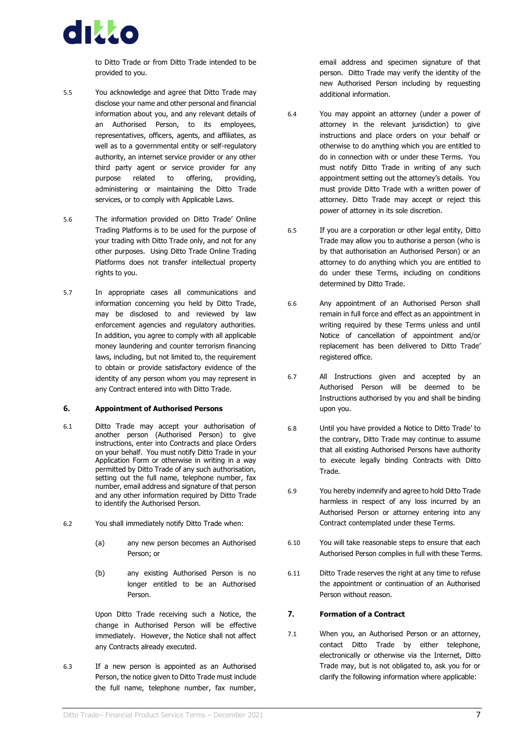to Ditto Trade or from Ditto Trade intended to be provided to you.

5.5 You acknowledge and agree that Ditto Trade may disclose your name and other personal and financial information about you, and any relevant details of an Authorised Person, to its employees, representatives, officers, agents, and affiliates, as well as to a governmental entity or self-regulatory authority, an internet service provider or any other third party agent or service provider for any purpose related to offering, providing, administering or maintaining the Ditto Trade services, or to comply with Applicable Laws.

5.6 The information provided on Ditto Trade' Online Trading Platforms is to be used for the purpose of your trading with Ditto Trade only, and not for any other purposes. Using Ditto Trade Online Trading Platforms does not transfer intellectual property rights to you.

5.7 In appropriate cases all communications and information concerning you held by Ditto Trade, may be disclosed to and reviewed by law enforcement agencies and regulatory authorities. In addition, you agree to comply with all applicable money laundering and counter terrorism financing laws, including, but not limited to, the requirement to obtain or provide satisfactory evidence of the identity of any person whom you may represent in any Contract entered into with Ditto Trade.

## 6. Appointment of Authorised Persons

6.1 Ditto Trade may accept your authorisation of another person (Authorised Person) to give instructions, enter into Contracts and place Orders on your behalf. You must notify Ditto Trade in your Application Form or otherwise in writing in a way permitted by Ditto Trade of any such authorisation, setting out the full name, telephone number, fax number, email address and signature of that person and any other information required by Ditto Trade to identify the Authorised Person.

6.2 You shall immediately notify Ditto Trade when:

(a) any new person becomes an Authorised Person; or

(b) any existing Authorised Person is no longer entitled to be an Authorised Person.

Upon Ditto Trade receiving such a Notice, the change in Authorised Person will be effective immediately. However, the Notice shall not affect any Contracts already executed.

6.3 If a new person is appointed as an Authorised Person, the notice given to Ditto Trade must include the full name, telephone number, fax number, email address and specimen signature of that person. Ditto Trade may verify the identity of the new Authorised Person including by requesting additional information.

6.4 You may appoint an attorney (under a power of attorney in the relevant jurisdiction) to give instructions and place orders on your behalf or otherwise to do anything which you are entitled to do in connection with or under these Terms. You must notify Ditto Trade in writing of any such appointment setting out the attorney's details. You must provide Ditto Trade with a written power of attorney. Ditto Trade may accept or reject this power of attorney in its sole discretion.

6.5 If you are a corporation or other legal entity, Ditto Trade may allow you to authorise a person (who is by that authorisation an Authorised Person) or an attorney to do anything which you are entitled to do under these Terms, including on conditions determined by Ditto Trade.

6.6 Any appointment of an Authorised Person shall remain in full force and effect as an appointment in writing required by these Terms unless and until Notice of cancellation of appointment and/or replacement has been delivered to Ditto Trade' registered office.

6.7 All Instructions given and accepted by an Authorised Person will be deemed to be Instructions authorised by you and shall be binding upon you.

6.8 Until you have provided a Notice to Ditto Trade' to the contrary, Ditto Trade may continue to assume that all existing Authorised Persons have authority to execute legally binding Contracts with Ditto Trade.

6.9 You hereby indemnify and agree to hold Ditto Trade harmless in respect of any loss incurred by an Authorised Person or attorney entering into any Contract contemplated under these Terms.

6.10 You will take reasonable steps to ensure that each Authorised Person complies in full with these Terms.

6.11 Ditto Trade reserves the right at any time to refuse the appointment or continuation of an Authorised Person without reason.

## 7. Formation of a Contract

7.1 When you, an Authorised Person or an attorney, contact Ditto Trade by either telephone, electronically or otherwise via the Internet, Ditto Trade may, but is not obligated to, ask you for or clarify the following information where applicable: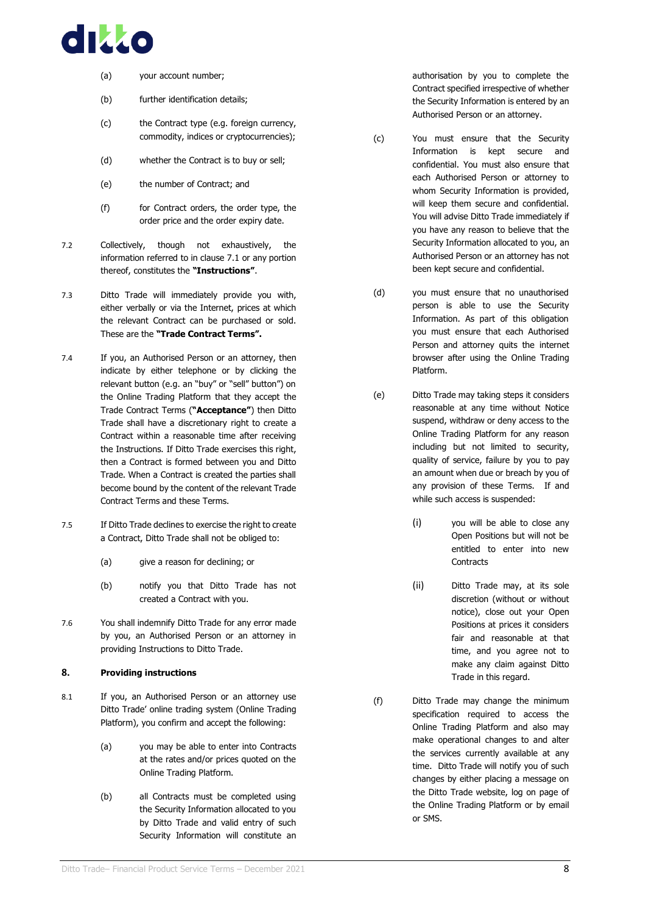(a) your account number;

(b) further identification details;

(c) the Contract type (e.g. foreign currency, commodity, indices or cryptocurrencies);

(d) whether the Contract is to buy or sell;

(e) the number of Contract; and

(f) for Contract orders, the order type, the order price and the order expiry date.

7.2 Collectively, though not exhaustively, the information referred to in clause 7.1 or any portion thereof, constitutes the **"Instructions"**.

7.3 Ditto Trade will immediately provide you with, either verbally or via the Internet, prices at which the relevant Contract can be purchased or sold. These are the **"Trade Contract Terms".**

7.4 If you, an Authorised Person or an attorney, then indicate by either telephone or by clicking the relevant button (e.g. an "buy" or "sell" button") on the Online Trading Platform that they accept the Trade Contract Terms (**"Acceptance"**) then Ditto Trade shall have a discretionary right to create a Contract within a reasonable time after receiving the Instructions. If Ditto Trade exercises this right, then a Contract is formed between you and Ditto Trade. When a Contract is created the parties shall become bound by the content of the relevant Trade Contract Terms and these Terms.

7.5 If Ditto Trade declines to exercise the right to create a Contract, Ditto Trade shall not be obliged to:

(a) give a reason for declining; or

(b) notify you that Ditto Trade has not created a Contract with you.

7.6 You shall indemnify Ditto Trade for any error made by you, an Authorised Person or an attorney in providing Instructions to Ditto Trade.

## 8. Providing instructions

8.1 If you, an Authorised Person or an attorney use Ditto Trade' online trading system (Online Trading Platform), you confirm and accept the following:

(a) you may be able to enter into Contracts at the rates and/or prices quoted on the Online Trading Platform.

(b) all Contracts must be completed using the Security Information allocated to you by Ditto Trade and valid entry of such Security Information will constitute an authorisation by you to complete the Contract specified irrespective of whether the Security Information is entered by an Authorised Person or an attorney.

(c) You must ensure that the Security Information is kept secure and confidential. You must also ensure that each Authorised Person or attorney to whom Security Information is provided, will keep them secure and confidential. You will advise Ditto Trade immediately if you have any reason to believe that the Security Information allocated to you, an Authorised Person or an attorney has not been kept secure and confidential.

(d) you must ensure that no unauthorised person is able to use the Security Information. As part of this obligation you must ensure that each Authorised Person and attorney quits the internet browser after using the Online Trading Platform.

(e) Ditto Trade may taking steps it considers reasonable at any time without Notice suspend, withdraw or deny access to the Online Trading Platform for any reason including but not limited to security, quality of service, failure by you to pay an amount when due or breach by you of any provision of these Terms. If and while such access is suspended:

(i) you will be able to close any Open Positions but will not be entitled to enter into new Contracts

(ii) Ditto Trade may, at its sole discretion (without or without notice), close out your Open Positions at prices it considers fair and reasonable at that time, and you agree not to make any claim against Ditto Trade in this regard.

(f) Ditto Trade may change the minimum specification required to access the Online Trading Platform and also may make operational changes to and alter the services currently available at any time. Ditto Trade will notify you of such changes by either placing a message on the Ditto Trade website, log on page of the Online Trading Platform or by email or SMS.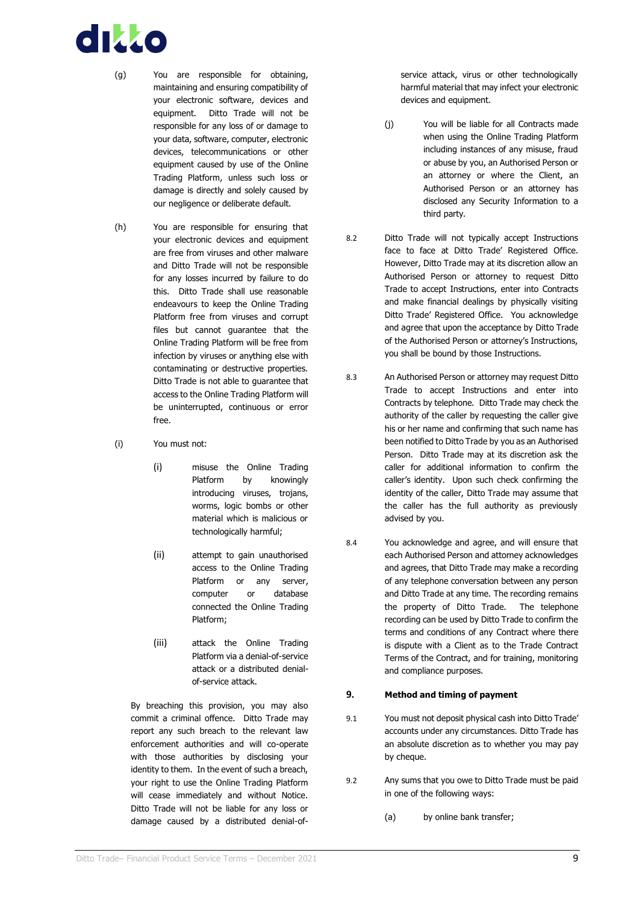(g) You are responsible for obtaining, maintaining and ensuring compatibility of your electronic software, devices and equipment. Ditto Trade will not be responsible for any loss of or damage to your data, software, computer, electronic devices, telecommunications or other equipment caused by use of the Online Trading Platform, unless such loss or damage is directly and solely caused by our negligence or deliberate default.

(h) You are responsible for ensuring that your electronic devices and equipment are free from viruses and other malware and Ditto Trade will not be responsible for any losses incurred by failure to do this. Ditto Trade shall use reasonable endeavours to keep the Online Trading Platform free from viruses and corrupt files but cannot guarantee that the Online Trading Platform will be free from infection by viruses or anything else with contaminating or destructive properties. Ditto Trade is not able to guarantee that access to the Online Trading Platform will be uninterrupted, continuous or error free.

(i) You must not:

(i) misuse the Online Trading Platform by knowingly introducing viruses, trojans, worms, logic bombs or other material which is malicious or technologically harmful;

(ii) attempt to gain unauthorised access to the Online Trading Platform or any server, computer or database connected the Online Trading Platform;

(iii) attack the Online Trading Platform via a denial-of-service attack or a distributed denial-of-service attack.

By breaching this provision, you may also commit a criminal offence. Ditto Trade may report any such breach to the relevant law enforcement authorities and will co-operate with those authorities by disclosing your identity to them. In the event of such a breach, your right to use the Online Trading Platform will cease immediately and without Notice. Ditto Trade will not be liable for any loss or damage caused by a distributed denial-of-service attack, virus or other technologically harmful material that may infect your electronic devices and equipment.

(j) You will be liable for all Contracts made when using the Online Trading Platform including instances of any misuse, fraud or abuse by you, an Authorised Person or an attorney or where the Client, an Authorised Person or an attorney has disclosed any Security Information to a third party.

8.2 Ditto Trade will not typically accept Instructions face to face at Ditto Trade' Registered Office. However, Ditto Trade may at its discretion allow an Authorised Person or attorney to request Ditto Trade to accept Instructions, enter into Contracts and make financial dealings by physically visiting Ditto Trade' Registered Office. You acknowledge and agree that upon the acceptance by Ditto Trade of the Authorised Person or attorney's Instructions, you shall be bound by those Instructions.

8.3 An Authorised Person or attorney may request Ditto Trade to accept Instructions and enter into Contracts by telephone. Ditto Trade may check the authority of the caller by requesting the caller give his or her name and confirming that such name has been notified to Ditto Trade by you as an Authorised Person. Ditto Trade may at its discretion ask the caller for additional information to confirm the caller's identity. Upon such check confirming the identity of the caller, Ditto Trade may assume that the caller has the full authority as previously advised by you.

8.4 You acknowledge and agree, and will ensure that each Authorised Person and attorney acknowledges and agrees, that Ditto Trade may make a recording of any telephone conversation between any person and Ditto Trade at any time. The recording remains the property of Ditto Trade. The telephone recording can be used by Ditto Trade to confirm the terms and conditions of any Contract where there is dispute with a Client as to the Trade Contract Terms of the Contract, and for training, monitoring and compliance purposes.

## 9. Method and timing of payment

9.1 You must not deposit physical cash into Ditto Trade' accounts under any circumstances. Ditto Trade has an absolute discretion as to whether you may pay by cheque.

9.2 Any sums that you owe to Ditto Trade must be paid in one of the following ways:

(a) by online bank transfer;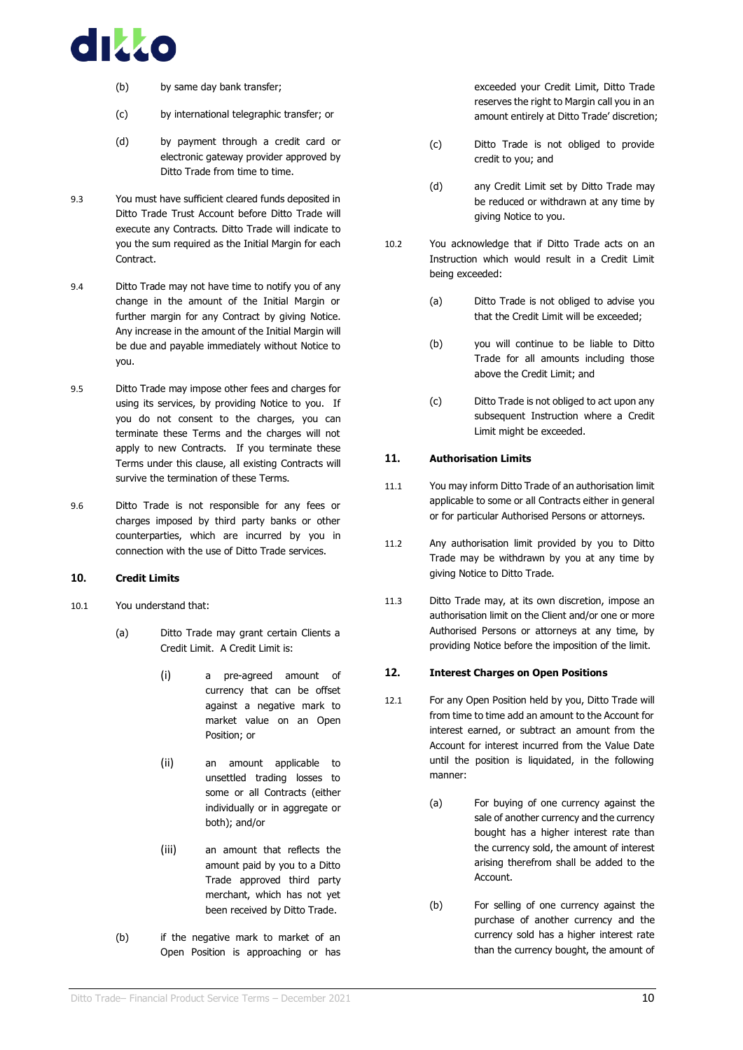(b) by same day bank transfer;

(c) by international telegraphic transfer; or

(d) by payment through a credit card or electronic gateway provider approved by Ditto Trade from time to time.

9.3 You must have sufficient cleared funds deposited in Ditto Trade Trust Account before Ditto Trade will execute any Contracts. Ditto Trade will indicate to you the sum required as the Initial Margin for each Contract.

9.4 Ditto Trade may not have time to notify you of any change in the amount of the Initial Margin or further margin for any Contract by giving Notice. Any increase in the amount of the Initial Margin will be due and payable immediately without Notice to you.

9.5 Ditto Trade may impose other fees and charges for using its services, by providing Notice to you. If you do not consent to the charges, you can terminate these Terms and the charges will not apply to new Contracts. If you terminate these Terms under this clause, all existing Contracts will survive the termination of these Terms.

9.6 Ditto Trade is not responsible for any fees or charges imposed by third party banks or other counterparties, which are incurred by you in connection with the use of Ditto Trade services.

## 10. Credit Limits

10.1 You understand that:

(a) Ditto Trade may grant certain Clients a Credit Limit. A Credit Limit is:

(i) a pre-agreed amount of currency that can be offset against a negative mark to market value on an Open Position; or

(ii) an amount applicable to unsettled trading losses to some or all Contracts (either individually or in aggregate or both); and/or

(iii) an amount that reflects the amount paid by you to a Ditto Trade approved third party merchant, which has not yet been received by Ditto Trade.

(b) if the negative mark to market of an Open Position is approaching or has exceeded your Credit Limit, Ditto Trade reserves the right to Margin call you in an amount entirely at Ditto Trade' discretion;

(c) Ditto Trade is not obliged to provide credit to you; and

(d) any Credit Limit set by Ditto Trade may be reduced or withdrawn at any time by giving Notice to you.

10.2 You acknowledge that if Ditto Trade acts on an Instruction which would result in a Credit Limit being exceeded:

(a) Ditto Trade is not obliged to advise you that the Credit Limit will be exceeded;

(b) you will continue to be liable to Ditto Trade for all amounts including those above the Credit Limit; and

(c) Ditto Trade is not obliged to act upon any subsequent Instruction where a Credit Limit might be exceeded.

## 11. Authorisation Limits

11.1 You may inform Ditto Trade of an authorisation limit applicable to some or all Contracts either in general or for particular Authorised Persons or attorneys.

11.2 Any authorisation limit provided by you to Ditto Trade may be withdrawn by you at any time by giving Notice to Ditto Trade.

11.3 Ditto Trade may, at its own discretion, impose an authorisation limit on the Client and/or one or more Authorised Persons or attorneys at any time, by providing Notice before the imposition of the limit.

## 12. Interest Charges on Open Positions

12.1 For any Open Position held by you, Ditto Trade will from time to time add an amount to the Account for interest earned, or subtract an amount from the Account for interest incurred from the Value Date until the position is liquidated, in the following manner:

(a) For buying of one currency against the sale of another currency and the currency bought has a higher interest rate than the currency sold, the amount of interest arising therefrom shall be added to the Account.

(b) For selling of one currency against the purchase of another currency and the currency sold has a higher interest rate than the currency bought, the amount of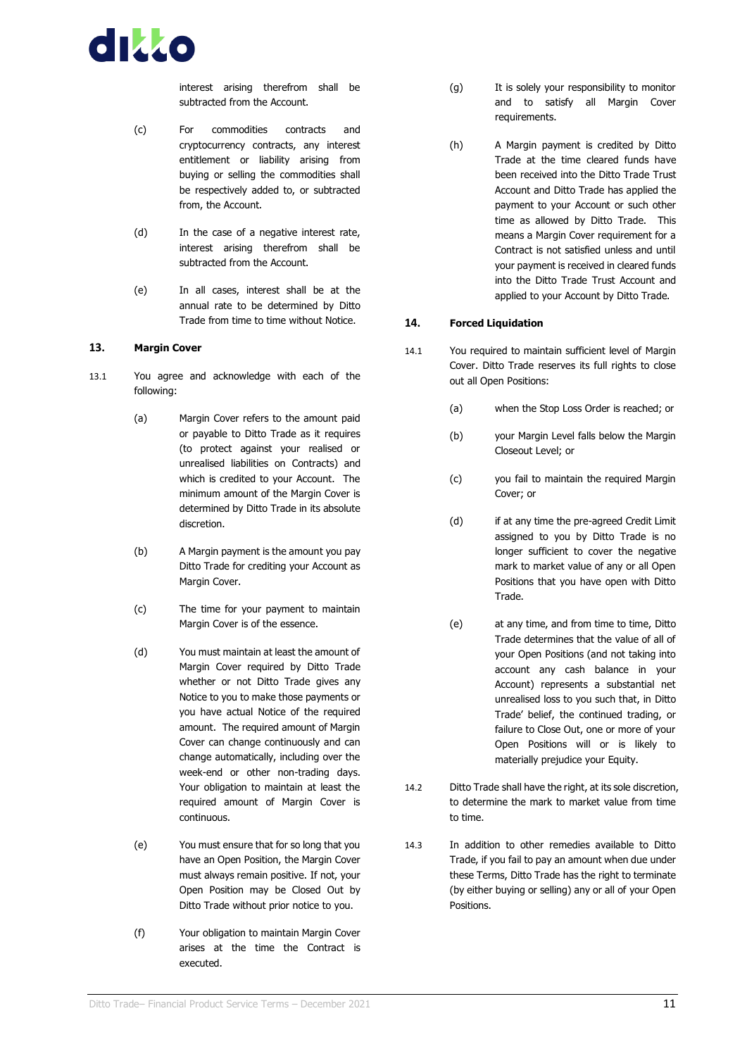interest arising therefrom shall be subtracted from the Account.

(c) For commodities contracts and cryptocurrency contracts, any interest entitlement or liability arising from buying or selling the commodities shall be respectively added to, or subtracted from, the Account.

(d) In the case of a negative interest rate, interest arising therefrom shall be subtracted from the Account.

(e) In all cases, interest shall be at the annual rate to be determined by Ditto Trade from time to time without Notice.

## 13. Margin Cover

13.1 You agree and acknowledge with each of the following:

(a) Margin Cover refers to the amount paid or payable to Ditto Trade as it requires (to protect against your realised or unrealised liabilities on Contracts) and which is credited to your Account. The minimum amount of the Margin Cover is determined by Ditto Trade in its absolute discretion.

(b) A Margin payment is the amount you pay Ditto Trade for crediting your Account as Margin Cover.

(c) The time for your payment to maintain Margin Cover is of the essence.

(d) You must maintain at least the amount of Margin Cover required by Ditto Trade whether or not Ditto Trade gives any Notice to you to make those payments or you have actual Notice of the required amount. The required amount of Margin Cover can change continuously and can change automatically, including over the week-end or other non-trading days. Your obligation to maintain at least the required amount of Margin Cover is continuous.

(e) You must ensure that for so long that you have an Open Position, the Margin Cover must always remain positive. If not, your Open Position may be Closed Out by Ditto Trade without prior notice to you.

(f) Your obligation to maintain Margin Cover arises at the time the Contract is executed.

(g) It is solely your responsibility to monitor and to satisfy all Margin Cover requirements.

(h) A Margin payment is credited by Ditto Trade at the time cleared funds have been received into the Ditto Trade Trust Account and Ditto Trade has applied the payment to your Account or such other time as allowed by Ditto Trade. This means a Margin Cover requirement for a Contract is not satisfied unless and until your payment is received in cleared funds into the Ditto Trade Trust Account and applied to your Account by Ditto Trade.

## 14. Forced Liquidation

14.1 You required to maintain sufficient level of Margin Cover. Ditto Trade reserves its full rights to close out all Open Positions:

(a) when the Stop Loss Order is reached; or

(b) your Margin Level falls below the Margin Closeout Level; or

(c) you fail to maintain the required Margin Cover; or

(d) if at any time the pre-agreed Credit Limit assigned to you by Ditto Trade is no longer sufficient to cover the negative mark to market value of any or all Open Positions that you have open with Ditto Trade.

(e) at any time, and from time to time, Ditto Trade determines that the value of all of your Open Positions (and not taking into account any cash balance in your Account) represents a substantial net unrealised loss to you such that, in Ditto Trade' belief, the continued trading, or failure to Close Out, one or more of your Open Positions will or is likely to materially prejudice your Equity.

14.2 Ditto Trade shall have the right, at its sole discretion, to determine the mark to market value from time to time.

14.3 In addition to other remedies available to Ditto Trade, if you fail to pay an amount when due under these Terms, Ditto Trade has the right to terminate (by either buying or selling) any or all of your Open Positions.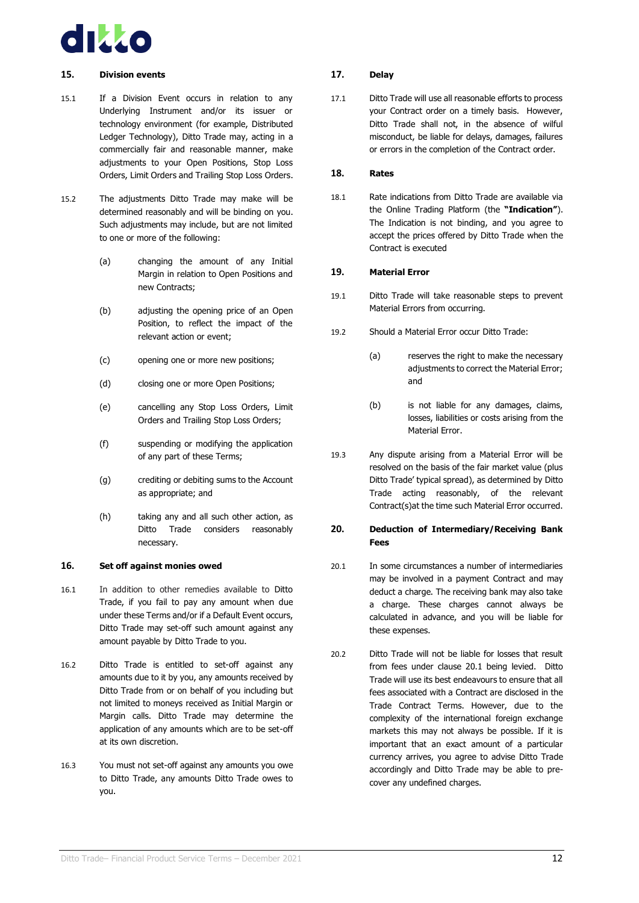## 15. Division events

15.1 If a Division Event occurs in relation to any Underlying Instrument and/or its issuer or technology environment (for example, Distributed Ledger Technology), Ditto Trade may, acting in a commercially fair and reasonable manner, make adjustments to your Open Positions, Stop Loss Orders, Limit Orders and Trailing Stop Loss Orders.

15.2 The adjustments Ditto Trade may make will be determined reasonably and will be binding on you. Such adjustments may include, but are not limited to one or more of the following:

- (a) changing the amount of any Initial Margin in relation to Open Positions and new Contracts;
- (b) adjusting the opening price of an Open Position, to reflect the impact of the relevant action or event;
- (c) opening one or more new positions;
- (d) closing one or more Open Positions;
- (e) cancelling any Stop Loss Orders, Limit Orders and Trailing Stop Loss Orders;
- (f) suspending or modifying the application of any part of these Terms;
- (g) crediting or debiting sums to the Account as appropriate; and
- (h) taking any and all such other action, as Ditto Trade considers reasonably necessary.

## 16. Set off against monies owed

16.1 In addition to other remedies available to Ditto Trade, if you fail to pay any amount when due under these Terms and/or if a Default Event occurs, Ditto Trade may set-off such amount against any amount payable by Ditto Trade to you.

16.2 Ditto Trade is entitled to set-off against any amounts due to it by you, any amounts received by Ditto Trade from or on behalf of you including but not limited to moneys received as Initial Margin or Margin calls. Ditto Trade may determine the application of any amounts which are to be set-off at its own discretion.

16.3 You must not set-off against any amounts you owe to Ditto Trade, any amounts Ditto Trade owes to you.

## 17. Delay

17.1 Ditto Trade will use all reasonable efforts to process your Contract order on a timely basis. However, Ditto Trade shall not, in the absence of wilful misconduct, be liable for delays, damages, failures or errors in the completion of the Contract order.

## 18. Rates

18.1 Rate indications from Ditto Trade are available via the Online Trading Platform (the **"Indication"**). The Indication is not binding, and you agree to accept the prices offered by Ditto Trade when the Contract is executed

## 19. Material Error

19.1 Ditto Trade will take reasonable steps to prevent Material Errors from occurring.

19.2 Should a Material Error occur Ditto Trade:

- (a) reserves the right to make the necessary adjustments to correct the Material Error; and
- (b) is not liable for any damages, claims, losses, liabilities or costs arising from the Material Error.

19.3 Any dispute arising from a Material Error will be resolved on the basis of the fair market value (plus Ditto Trade' typical spread), as determined by Ditto Trade acting reasonably, of the relevant Contract(s)at the time such Material Error occurred.

## 20. Deduction of Intermediary/Receiving Bank Fees

20.1 In some circumstances a number of intermediaries may be involved in a payment Contract and may deduct a charge. The receiving bank may also take a charge. These charges cannot always be calculated in advance, and you will be liable for these expenses.

20.2 Ditto Trade will not be liable for losses that result from fees under clause 20.1 being levied. Ditto Trade will use its best endeavours to ensure that all fees associated with a Contract are disclosed in the Trade Contract Terms. However, due to the complexity of the international foreign exchange markets this may not always be possible. If it is important that an exact amount of a particular currency arrives, you agree to advise Ditto Trade accordingly and Ditto Trade may be able to pre-cover any undefined charges.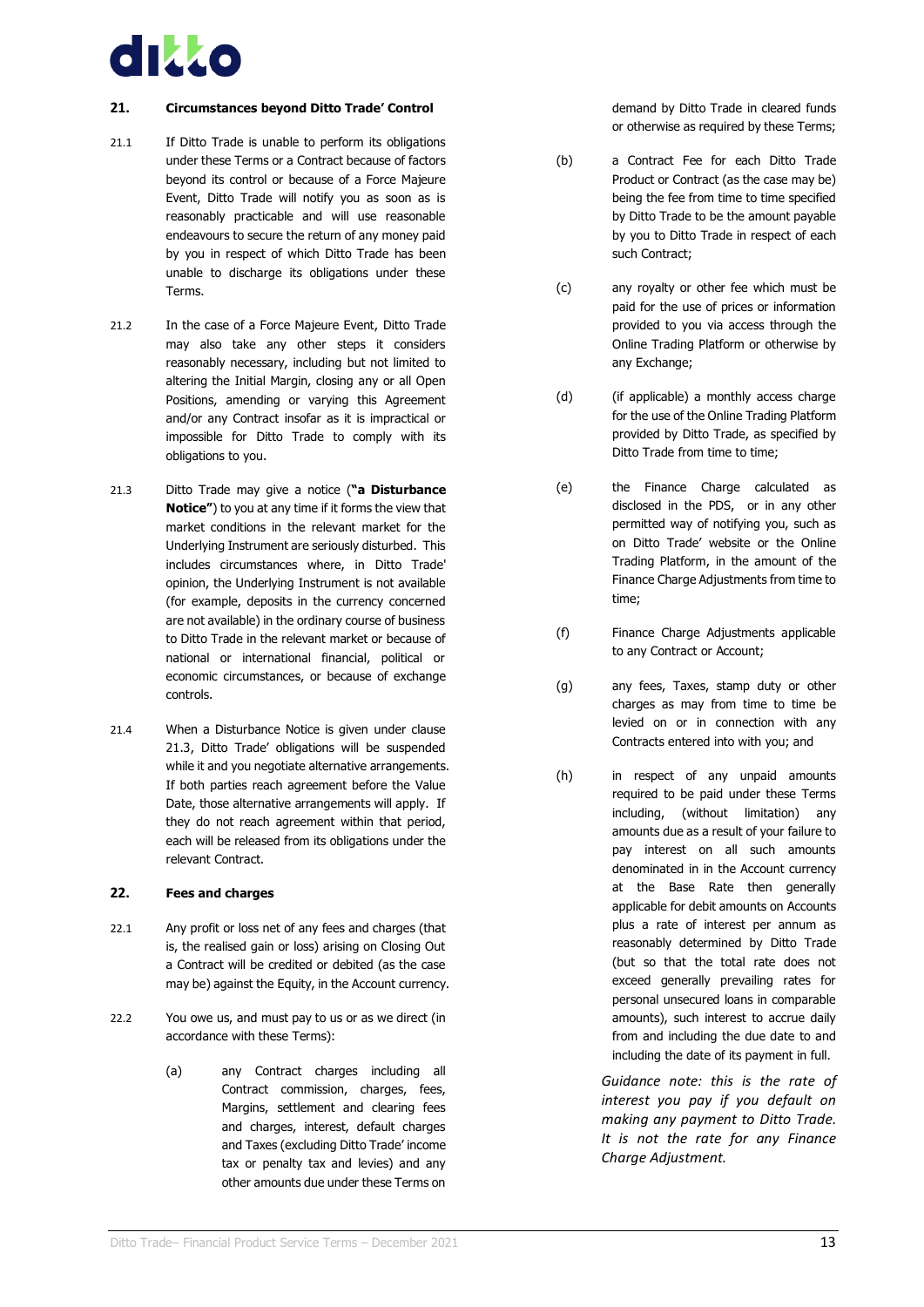## 21. Circumstances beyond Ditto Trade' Control

21.1 If Ditto Trade is unable to perform its obligations under these Terms or a Contract because of factors beyond its control or because of a Force Majeure Event, Ditto Trade will notify you as soon as is reasonably practicable and will use reasonable endeavours to secure the return of any money paid by you in respect of which Ditto Trade has been unable to discharge its obligations under these Terms.

21.2 In the case of a Force Majeure Event, Ditto Trade may also take any other steps it considers reasonably necessary, including but not limited to altering the Initial Margin, closing any or all Open Positions, amending or varying this Agreement and/or any Contract insofar as it is impractical or impossible for Ditto Trade to comply with its obligations to you.

21.3 Ditto Trade may give a notice (**"a Disturbance Notice"**) to you at any time if it forms the view that market conditions in the relevant market for the Underlying Instrument are seriously disturbed. This includes circumstances where, in Ditto Trade' opinion, the Underlying Instrument is not available (for example, deposits in the currency concerned are not available) in the ordinary course of business to Ditto Trade in the relevant market or because of national or international financial, political or economic circumstances, or because of exchange controls.

21.4 When a Disturbance Notice is given under clause 21.3, Ditto Trade' obligations will be suspended while it and you negotiate alternative arrangements. If both parties reach agreement before the Value Date, those alternative arrangements will apply. If they do not reach agreement within that period, each will be released from its obligations under the relevant Contract.

## 22. Fees and charges

22.1 Any profit or loss net of any fees and charges (that is, the realised gain or loss) arising on Closing Out a Contract will be credited or debited (as the case may be) against the Equity, in the Account currency.

22.2 You owe us, and must pay to us or as we direct (in accordance with these Terms):

(a) any Contract charges including all Contract commission, charges, fees, Margins, settlement and clearing fees and charges, interest, default charges and Taxes (excluding Ditto Trade' income tax or penalty tax and levies) and any other amounts due under these Terms on demand by Ditto Trade in cleared funds or otherwise as required by these Terms;

(b) a Contract Fee for each Ditto Trade Product or Contract (as the case may be) being the fee from time to time specified by Ditto Trade to be the amount payable by you to Ditto Trade in respect of each such Contract;

(c) any royalty or other fee which must be paid for the use of prices or information provided to you via access through the Online Trading Platform or otherwise by any Exchange;

(d) (if applicable) a monthly access charge for the use of the Online Trading Platform provided by Ditto Trade, as specified by Ditto Trade from time to time;

(e) the Finance Charge calculated as disclosed in the PDS, or in any other permitted way of notifying you, such as on Ditto Trade' website or the Online Trading Platform, in the amount of the Finance Charge Adjustments from time to time;

(f) Finance Charge Adjustments applicable to any Contract or Account;

(g) any fees, Taxes, stamp duty or other charges as may from time to time be levied on or in connection with any Contracts entered into with you; and

(h) in respect of any unpaid amounts required to be paid under these Terms including, (without limitation) any amounts due as a result of your failure to pay interest on all such amounts denominated in in the Account currency at the Base Rate then generally applicable for debit amounts on Accounts plus a rate of interest per annum as reasonably determined by Ditto Trade (but so that the total rate does not exceed generally prevailing rates for personal unsecured loans in comparable amounts), such interest to accrue daily from and including the due date to and including the date of its payment in full.

*Guidance note: this is the rate of interest you pay if you default on making any payment to Ditto Trade. It is not the rate for any Finance Charge Adjustment.*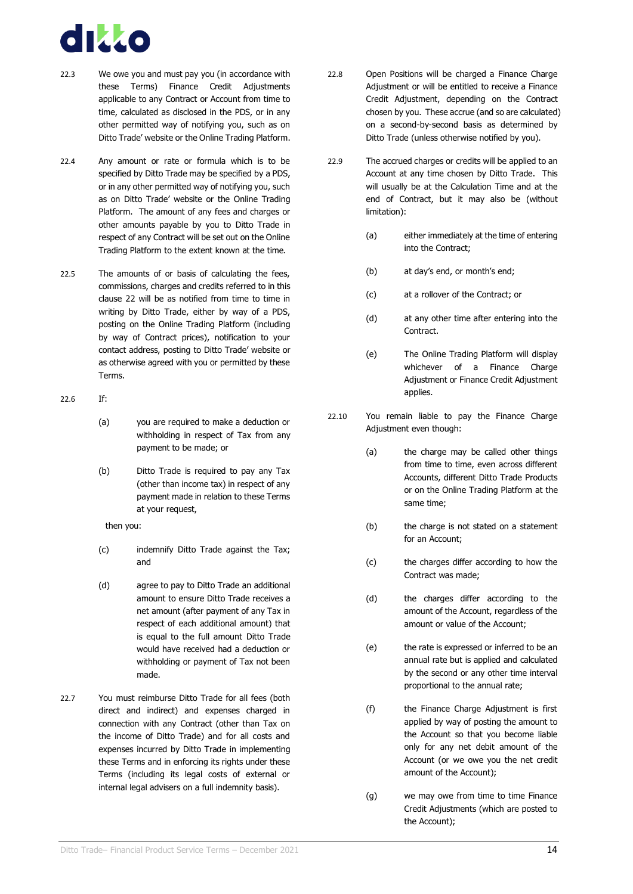22.3 We owe you and must pay you (in accordance with these Terms) Finance Credit Adjustments applicable to any Contract or Account from time to time, calculated as disclosed in the PDS, or in any other permitted way of notifying you, such as on Ditto Trade' website or the Online Trading Platform.

22.4 Any amount or rate or formula which is to be specified by Ditto Trade may be specified by a PDS, or in any other permitted way of notifying you, such as on Ditto Trade' website or the Online Trading Platform. The amount of any fees and charges or other amounts payable by you to Ditto Trade in respect of any Contract will be set out on the Online Trading Platform to the extent known at the time.

22.5 The amounts of or basis of calculating the fees, commissions, charges and credits referred to in this clause 22 will be as notified from time to time in writing by Ditto Trade, either by way of a PDS, posting on the Online Trading Platform (including by way of Contract prices), notification to your contact address, posting to Ditto Trade' website or as otherwise agreed with you or permitted by these Terms.

22.6 If:

(a) you are required to make a deduction or withholding in respect of Tax from any payment to be made; or

(b) Ditto Trade is required to pay any Tax (other than income tax) in respect of any payment made in relation to these Terms at your request,

then you:

(c) indemnify Ditto Trade against the Tax; and

(d) agree to pay to Ditto Trade an additional amount to ensure Ditto Trade receives a net amount (after payment of any Tax in respect of each additional amount) that is equal to the full amount Ditto Trade would have received had a deduction or withholding or payment of Tax not been made.

22.7 You must reimburse Ditto Trade for all fees (both direct and indirect) and expenses charged in connection with any Contract (other than Tax on the income of Ditto Trade) and for all costs and expenses incurred by Ditto Trade in implementing these Terms and in enforcing its rights under these Terms (including its legal costs of external or internal legal advisers on a full indemnity basis).

22.8 Open Positions will be charged a Finance Charge Adjustment or will be entitled to receive a Finance Credit Adjustment, depending on the Contract chosen by you. These accrue (and so are calculated) on a second-by-second basis as determined by Ditto Trade (unless otherwise notified by you).

22.9 The accrued charges or credits will be applied to an Account at any time chosen by Ditto Trade. This will usually be at the Calculation Time and at the end of Contract, but it may also be (without limitation):

(a) either immediately at the time of entering into the Contract;

(b) at day's end, or month's end;

(c) at a rollover of the Contract; or

(d) at any other time after entering into the Contract.

(e) The Online Trading Platform will display whichever of a Finance Charge Adjustment or Finance Credit Adjustment applies.

22.10 You remain liable to pay the Finance Charge Adjustment even though:

(a) the charge may be called other things from time to time, even across different Accounts, different Ditto Trade Products or on the Online Trading Platform at the same time;

(b) the charge is not stated on a statement for an Account;

(c) the charges differ according to how the Contract was made;

(d) the charges differ according to the amount of the Account, regardless of the amount or value of the Account;

(e) the rate is expressed or inferred to be an annual rate but is applied and calculated by the second or any other time interval proportional to the annual rate;

(f) the Finance Charge Adjustment is first applied by way of posting the amount to the Account so that you become liable only for any net debit amount of the Account (or we owe you the net credit amount of the Account);

(g) we may owe from time to time Finance Credit Adjustments (which are posted to the Account);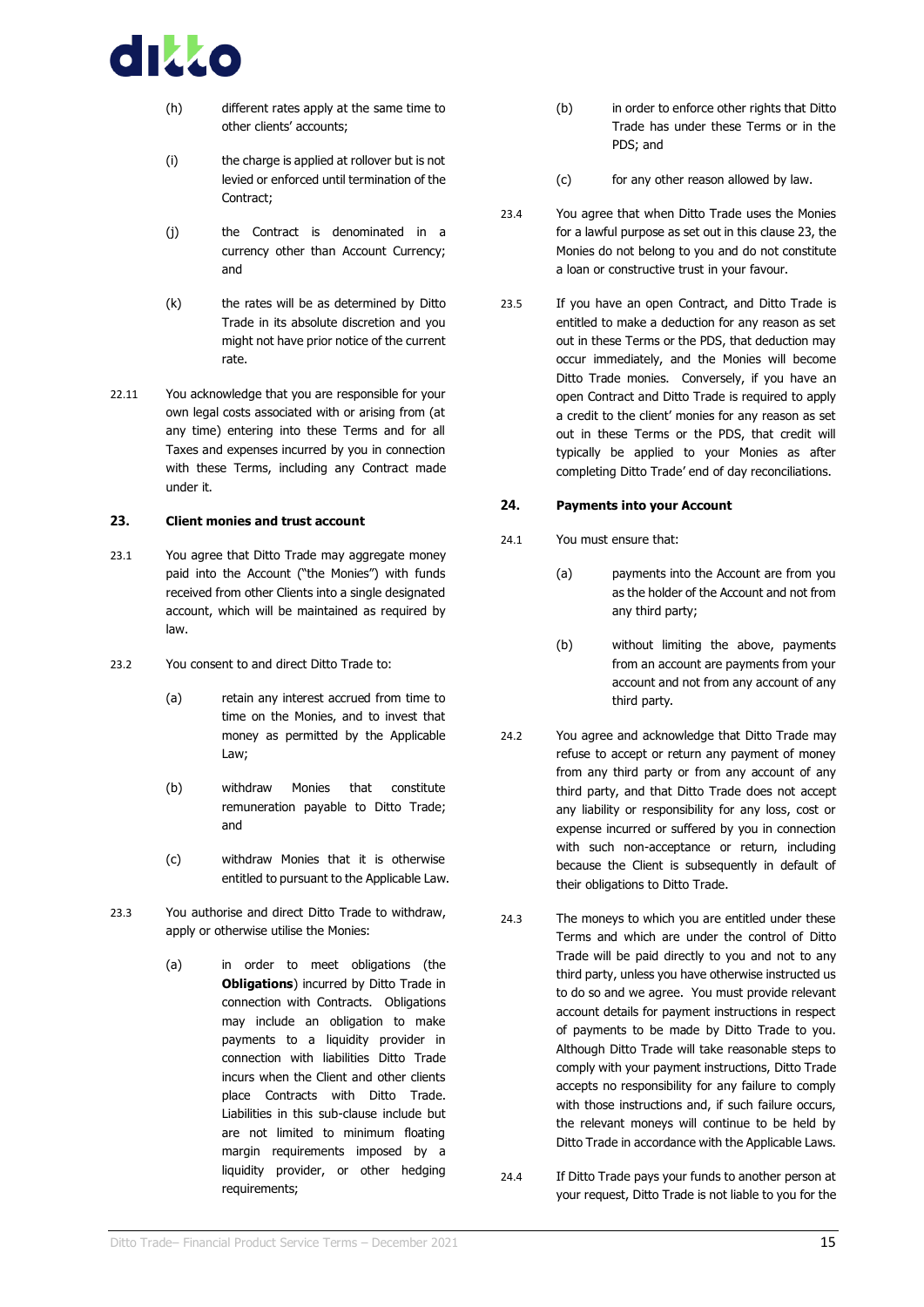(h) different rates apply at the same time to other clients' accounts;

(i) the charge is applied at rollover but is not levied or enforced until termination of the Contract;

(j) the Contract is denominated in a currency other than Account Currency; and

(k) the rates will be as determined by Ditto Trade in its absolute discretion and you might not have prior notice of the current rate.

22.11 You acknowledge that you are responsible for your own legal costs associated with or arising from (at any time) entering into these Terms and for all Taxes and expenses incurred by you in connection with these Terms, including any Contract made under it.

## 23. Client monies and trust account

23.1 You agree that Ditto Trade may aggregate money paid into the Account ("the Monies") with funds received from other Clients into a single designated account, which will be maintained as required by law.

23.2 You consent to and direct Ditto Trade to:

(a) retain any interest accrued from time to time on the Monies, and to invest that money as permitted by the Applicable Law;

(b) withdraw Monies that constitute remuneration payable to Ditto Trade; and

(c) withdraw Monies that it is otherwise entitled to pursuant to the Applicable Law.

23.3 You authorise and direct Ditto Trade to withdraw, apply or otherwise utilise the Monies:

(a) in order to meet obligations (the **Obligations**) incurred by Ditto Trade in connection with Contracts. Obligations may include an obligation to make payments to a liquidity provider in connection with liabilities Ditto Trade incurs when the Client and other clients place Contracts with Ditto Trade. Liabilities in this sub-clause include but are not limited to minimum floating margin requirements imposed by a liquidity provider, or other hedging requirements;

(b) in order to enforce other rights that Ditto Trade has under these Terms or in the PDS; and

(c) for any other reason allowed by law.

23.4 You agree that when Ditto Trade uses the Monies for a lawful purpose as set out in this clause 23, the Monies do not belong to you and do not constitute a loan or constructive trust in your favour.

23.5 If you have an open Contract, and Ditto Trade is entitled to make a deduction for any reason as set out in these Terms or the PDS, that deduction may occur immediately, and the Monies will become Ditto Trade monies. Conversely, if you have an open Contract and Ditto Trade is required to apply a credit to the client' monies for any reason as set out in these Terms or the PDS, that credit will typically be applied to your Monies as after completing Ditto Trade' end of day reconciliations.

## 24. Payments into your Account

24.1 You must ensure that:

(a) payments into the Account are from you as the holder of the Account and not from any third party;

(b) without limiting the above, payments from an account are payments from your account and not from any account of any third party.

24.2 You agree and acknowledge that Ditto Trade may refuse to accept or return any payment of money from any third party or from any account of any third party, and that Ditto Trade does not accept any liability or responsibility for any loss, cost or expense incurred or suffered by you in connection with such non-acceptance or return, including because the Client is subsequently in default of their obligations to Ditto Trade.

24.3 The moneys to which you are entitled under these Terms and which are under the control of Ditto Trade will be paid directly to you and not to any third party, unless you have otherwise instructed us to do so and we agree. You must provide relevant account details for payment instructions in respect of payments to be made by Ditto Trade to you. Although Ditto Trade will take reasonable steps to comply with your payment instructions, Ditto Trade accepts no responsibility for any failure to comply with those instructions and, if such failure occurs, the relevant moneys will continue to be held by Ditto Trade in accordance with the Applicable Laws.

24.4 If Ditto Trade pays your funds to another person at your request, Ditto Trade is not liable to you for the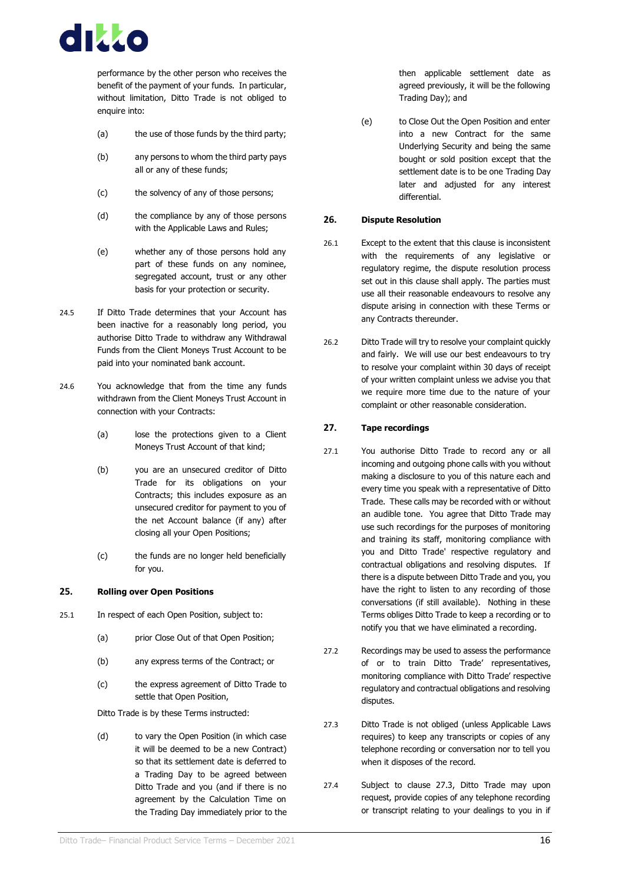performance by the other person who receives the benefit of the payment of your funds. In particular, without limitation, Ditto Trade is not obliged to enquire into:

(a) the use of those funds by the third party;

(b) any persons to whom the third party pays all or any of these funds;

(c) the solvency of any of those persons;

(d) the compliance by any of those persons with the Applicable Laws and Rules;

(e) whether any of those persons hold any part of these funds on any nominee, segregated account, trust or any other basis for your protection or security.

24.5 If Ditto Trade determines that your Account has been inactive for a reasonably long period, you authorise Ditto Trade to withdraw any Withdrawal Funds from the Client Moneys Trust Account to be paid into your nominated bank account.

24.6 You acknowledge that from the time any funds withdrawn from the Client Moneys Trust Account in connection with your Contracts:

(a) lose the protections given to a Client Moneys Trust Account of that kind;

(b) you are an unsecured creditor of Ditto Trade for its obligations on your Contracts; this includes exposure as an unsecured creditor for payment to you of the net Account balance (if any) after closing all your Open Positions;

(c) the funds are no longer held beneficially for you.

## 25. Rolling over Open Positions

25.1 In respect of each Open Position, subject to:

(a) prior Close Out of that Open Position;

(b) any express terms of the Contract; or

(c) the express agreement of Ditto Trade to settle that Open Position,

Ditto Trade is by these Terms instructed:

(d) to vary the Open Position (in which case it will be deemed to be a new Contract) so that its settlement date is deferred to a Trading Day to be agreed between Ditto Trade and you (and if there is no agreement by the Calculation Time on the Trading Day immediately prior to the then applicable settlement date as agreed previously, it will be the following Trading Day); and

(e) to Close Out the Open Position and enter into a new Contract for the same Underlying Security and being the same bought or sold position except that the settlement date is to be one Trading Day later and adjusted for any interest differential.

## 26. Dispute Resolution

26.1 Except to the extent that this clause is inconsistent with the requirements of any legislative or regulatory regime, the dispute resolution process set out in this clause shall apply. The parties must use all their reasonable endeavours to resolve any dispute arising in connection with these Terms or any Contracts thereunder.

26.2 Ditto Trade will try to resolve your complaint quickly and fairly. We will use our best endeavours to try to resolve your complaint within 30 days of receipt of your written complaint unless we advise you that we require more time due to the nature of your complaint or other reasonable consideration.

## 27. Tape recordings

27.1 You authorise Ditto Trade to record any or all incoming and outgoing phone calls with you without making a disclosure to you of this nature each and every time you speak with a representative of Ditto Trade. These calls may be recorded with or without an audible tone. You agree that Ditto Trade may use such recordings for the purposes of monitoring and training its staff, monitoring compliance with you and Ditto Trade' respective regulatory and contractual obligations and resolving disputes. If there is a dispute between Ditto Trade and you, you have the right to listen to any recording of those conversations (if still available). Nothing in these Terms obliges Ditto Trade to keep a recording or to notify you that we have eliminated a recording.

27.2 Recordings may be used to assess the performance of or to train Ditto Trade' representatives, monitoring compliance with Ditto Trade' respective regulatory and contractual obligations and resolving disputes.

27.3 Ditto Trade is not obliged (unless Applicable Laws requires) to keep any transcripts or copies of any telephone recording or conversation nor to tell you when it disposes of the record.

27.4 Subject to clause 27.3, Ditto Trade may upon request, provide copies of any telephone recording or transcript relating to your dealings to you in if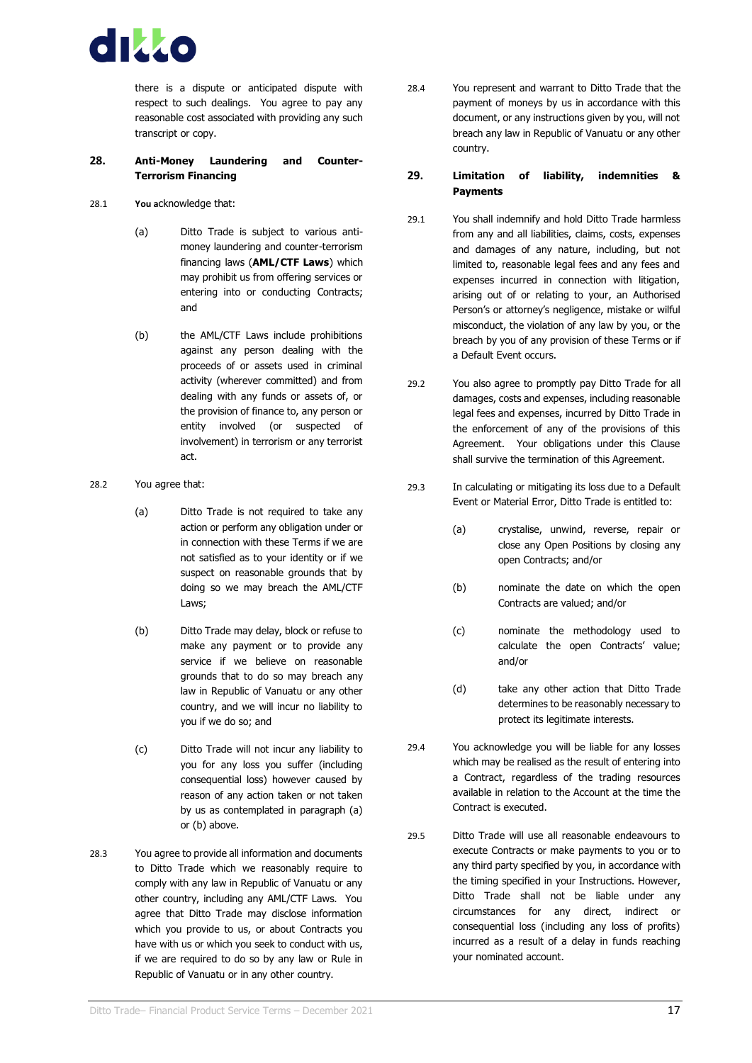there is a dispute or anticipated dispute with respect to such dealings. You agree to pay any reasonable cost associated with providing any such transcript or copy.

## 28. Anti-Money Laundering and Counter-Terrorism Financing

28.1 **You a**cknowledge that:

(a) Ditto Trade is subject to various anti-money laundering and counter-terrorism financing laws (**AML/CTF Laws**) which may prohibit us from offering services or entering into or conducting Contracts; and

(b) the AML/CTF Laws include prohibitions against any person dealing with the proceeds of or assets used in criminal activity (wherever committed) and from dealing with any funds or assets of, or the provision of finance to, any person or entity involved (or suspected of involvement) in terrorism or any terrorist act.

28.2 You agree that:

(a) Ditto Trade is not required to take any action or perform any obligation under or in connection with these Terms if we are not satisfied as to your identity or if we suspect on reasonable grounds that by doing so we may breach the AML/CTF Laws;

(b) Ditto Trade may delay, block or refuse to make any payment or to provide any service if we believe on reasonable grounds that to do so may breach any law in Republic of Vanuatu or any other country, and we will incur no liability to you if we do so; and

(c) Ditto Trade will not incur any liability to you for any loss you suffer (including consequential loss) however caused by reason of any action taken or not taken by us as contemplated in paragraph (a) or (b) above.

28.3 You agree to provide all information and documents to Ditto Trade which we reasonably require to comply with any law in Republic of Vanuatu or any other country, including any AML/CTF Laws. You agree that Ditto Trade may disclose information which you provide to us, or about Contracts you have with us or which you seek to conduct with us, if we are required to do so by any law or Rule in Republic of Vanuatu or in any other country.

28.4 You represent and warrant to Ditto Trade that the payment of moneys by us in accordance with this document, or any instructions given by you, will not breach any law in Republic of Vanuatu or any other country.

## 29. Limitation of liability, indemnities & Payments

29.1 You shall indemnify and hold Ditto Trade harmless from any and all liabilities, claims, costs, expenses and damages of any nature, including, but not limited to, reasonable legal fees and any fees and expenses incurred in connection with litigation, arising out of or relating to your, an Authorised Person's or attorney's negligence, mistake or wilful misconduct, the violation of any law by you, or the breach by you of any provision of these Terms or if a Default Event occurs.

29.2 You also agree to promptly pay Ditto Trade for all damages, costs and expenses, including reasonable legal fees and expenses, incurred by Ditto Trade in the enforcement of any of the provisions of this Agreement. Your obligations under this Clause shall survive the termination of this Agreement.

29.3 In calculating or mitigating its loss due to a Default Event or Material Error, Ditto Trade is entitled to:

(a) crystalise, unwind, reverse, repair or close any Open Positions by closing any open Contracts; and/or

(b) nominate the date on which the open Contracts are valued; and/or

(c) nominate the methodology used to calculate the open Contracts' value; and/or

(d) take any other action that Ditto Trade determines to be reasonably necessary to protect its legitimate interests.

29.4 You acknowledge you will be liable for any losses which may be realised as the result of entering into a Contract, regardless of the trading resources available in relation to the Account at the time the Contract is executed.

29.5 Ditto Trade will use all reasonable endeavours to execute Contracts or make payments to you or to any third party specified by you, in accordance with the timing specified in your Instructions. However, Ditto Trade shall not be liable under any circumstances for any direct, indirect or consequential loss (including any loss of profits) incurred as a result of a delay in funds reaching your nominated account.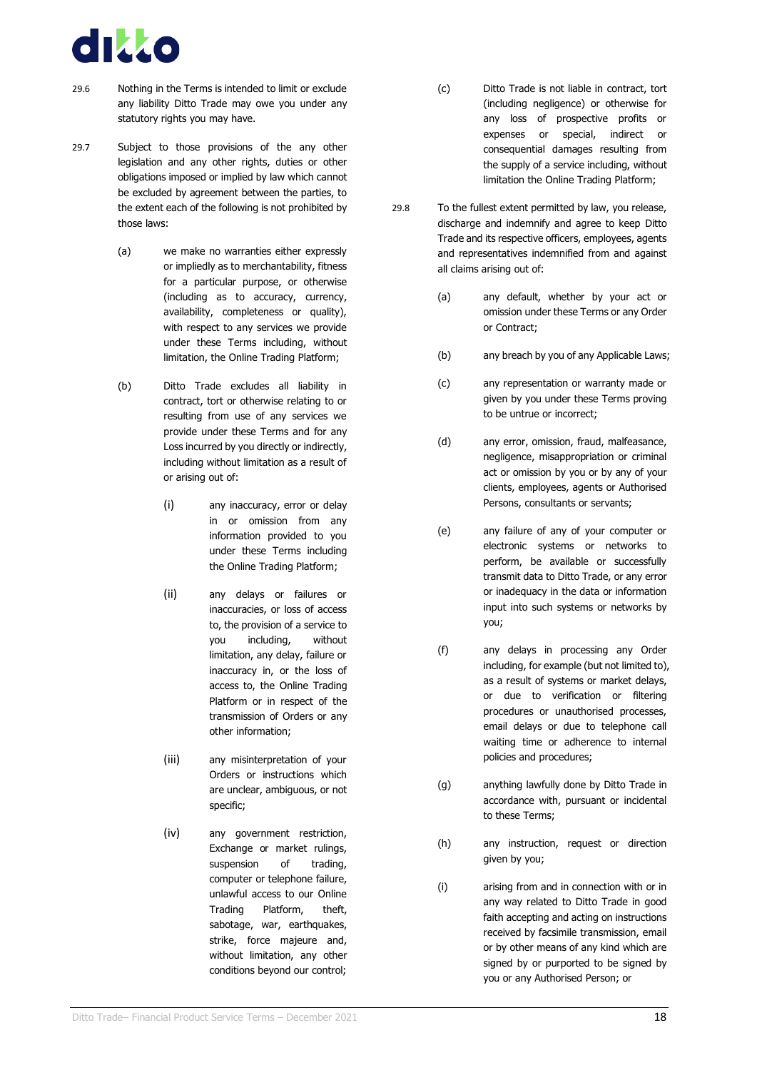29.6 Nothing in the Terms is intended to limit or exclude any liability Ditto Trade may owe you under any statutory rights you may have.

29.7 Subject to those provisions of the any other legislation and any other rights, duties or other obligations imposed or implied by law which cannot be excluded by agreement between the parties, to the extent each of the following is not prohibited by those laws:

(a) we make no warranties either expressly or impliedly as to merchantability, fitness for a particular purpose, or otherwise (including as to accuracy, currency, availability, completeness or quality), with respect to any services we provide under these Terms including, without limitation, the Online Trading Platform;

(b) Ditto Trade excludes all liability in contract, tort or otherwise relating to or resulting from use of any services we provide under these Terms and for any Loss incurred by you directly or indirectly, including without limitation as a result of or arising out of:

(i) any inaccuracy, error or delay in or omission from any information provided to you under these Terms including the Online Trading Platform;

(ii) any delays or failures or inaccuracies, or loss of access to, the provision of a service to you including, without limitation, any delay, failure or inaccuracy in, or the loss of access to, the Online Trading Platform or in respect of the transmission of Orders or any other information;

(iii) any misinterpretation of your Orders or instructions which are unclear, ambiguous, or not specific;

(iv) any government restriction, Exchange or market rulings, suspension of trading, computer or telephone failure, unlawful access to our Online Trading Platform, theft, sabotage, war, earthquakes, strike, force majeure and, without limitation, any other conditions beyond our control;

(c) Ditto Trade is not liable in contract, tort (including negligence) or otherwise for any loss of prospective profits or expenses or special, indirect or consequential damages resulting from the supply of a service including, without limitation the Online Trading Platform;

29.8 To the fullest extent permitted by law, you release, discharge and indemnify and agree to keep Ditto Trade and its respective officers, employees, agents and representatives indemnified from and against all claims arising out of:

(a) any default, whether by your act or omission under these Terms or any Order or Contract;

(b) any breach by you of any Applicable Laws;

(c) any representation or warranty made or given by you under these Terms proving to be untrue or incorrect;

(d) any error, omission, fraud, malfeasance, negligence, misappropriation or criminal act or omission by you or by any of your clients, employees, agents or Authorised Persons, consultants or servants;

(e) any failure of any of your computer or electronic systems or networks to perform, be available or successfully transmit data to Ditto Trade, or any error or inadequacy in the data or information input into such systems or networks by you;

(f) any delays in processing any Order including, for example (but not limited to), as a result of systems or market delays, or due to verification or filtering procedures or unauthorised processes, email delays or due to telephone call waiting time or adherence to internal policies and procedures;

(g) anything lawfully done by Ditto Trade in accordance with, pursuant or incidental to these Terms;

(h) any instruction, request or direction given by you;

(i) arising from and in connection with or in any way related to Ditto Trade in good faith accepting and acting on instructions received by facsimile transmission, email or by other means of any kind which are signed by or purported to be signed by you or any Authorised Person; or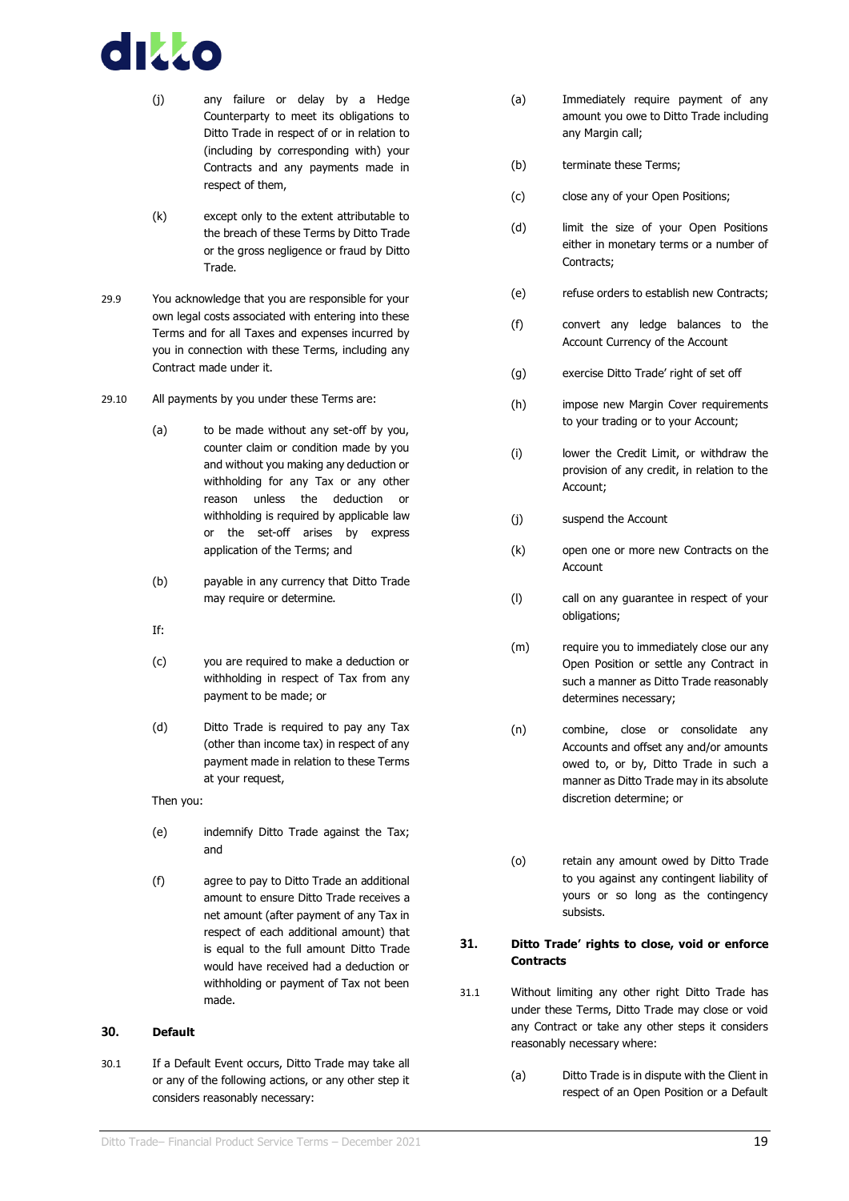(j) any failure or delay by a Hedge Counterparty to meet its obligations to Ditto Trade in respect of or in relation to (including by corresponding with) your Contracts and any payments made in respect of them,

(k) except only to the extent attributable to the breach of these Terms by Ditto Trade or the gross negligence or fraud by Ditto Trade.

29.9 You acknowledge that you are responsible for your own legal costs associated with entering into these Terms and for all Taxes and expenses incurred by you in connection with these Terms, including any Contract made under it.

29.10 All payments by you under these Terms are:

(a) to be made without any set-off by you, counter claim or condition made by you and without you making any deduction or withholding for any Tax or any other reason unless the deduction or withholding is required by applicable law or the set-off arises by express application of the Terms; and

(b) payable in any currency that Ditto Trade may require or determine.

If:

(c) you are required to make a deduction or withholding in respect of Tax from any payment to be made; or

(d) Ditto Trade is required to pay any Tax (other than income tax) in respect of any payment made in relation to these Terms at your request,

Then you:

(e) indemnify Ditto Trade against the Tax; and

(f) agree to pay to Ditto Trade an additional amount to ensure Ditto Trade receives a net amount (after payment of any Tax in respect of each additional amount) that is equal to the full amount Ditto Trade would have received had a deduction or withholding or payment of Tax not been made.

## 30. Default

30.1 If a Default Event occurs, Ditto Trade may take all or any of the following actions, or any other step it considers reasonably necessary:

(a) Immediately require payment of any amount you owe to Ditto Trade including any Margin call;

(b) terminate these Terms;

(c) close any of your Open Positions;

(d) limit the size of your Open Positions either in monetary terms or a number of Contracts;

(e) refuse orders to establish new Contracts;

(f) convert any ledge balances to the Account Currency of the Account

(g) exercise Ditto Trade' right of set off

(h) impose new Margin Cover requirements to your trading or to your Account;

(i) lower the Credit Limit, or withdraw the provision of any credit, in relation to the Account;

(j) suspend the Account

(k) open one or more new Contracts on the Account

(l) call on any guarantee in respect of your obligations;

(m) require you to immediately close our any Open Position or settle any Contract in such a manner as Ditto Trade reasonably determines necessary;

(n) combine, close or consolidate any Accounts and offset any and/or amounts owed to, or by, Ditto Trade in such a manner as Ditto Trade may in its absolute discretion determine; or

(o) retain any amount owed by Ditto Trade to you against any contingent liability of yours or so long as the contingency subsists.

## 31. Ditto Trade' rights to close, void or enforce Contracts

31.1 Without limiting any other right Ditto Trade has under these Terms, Ditto Trade may close or void any Contract or take any other steps it considers reasonably necessary where:

(a) Ditto Trade is in dispute with the Client in respect of an Open Position or a Default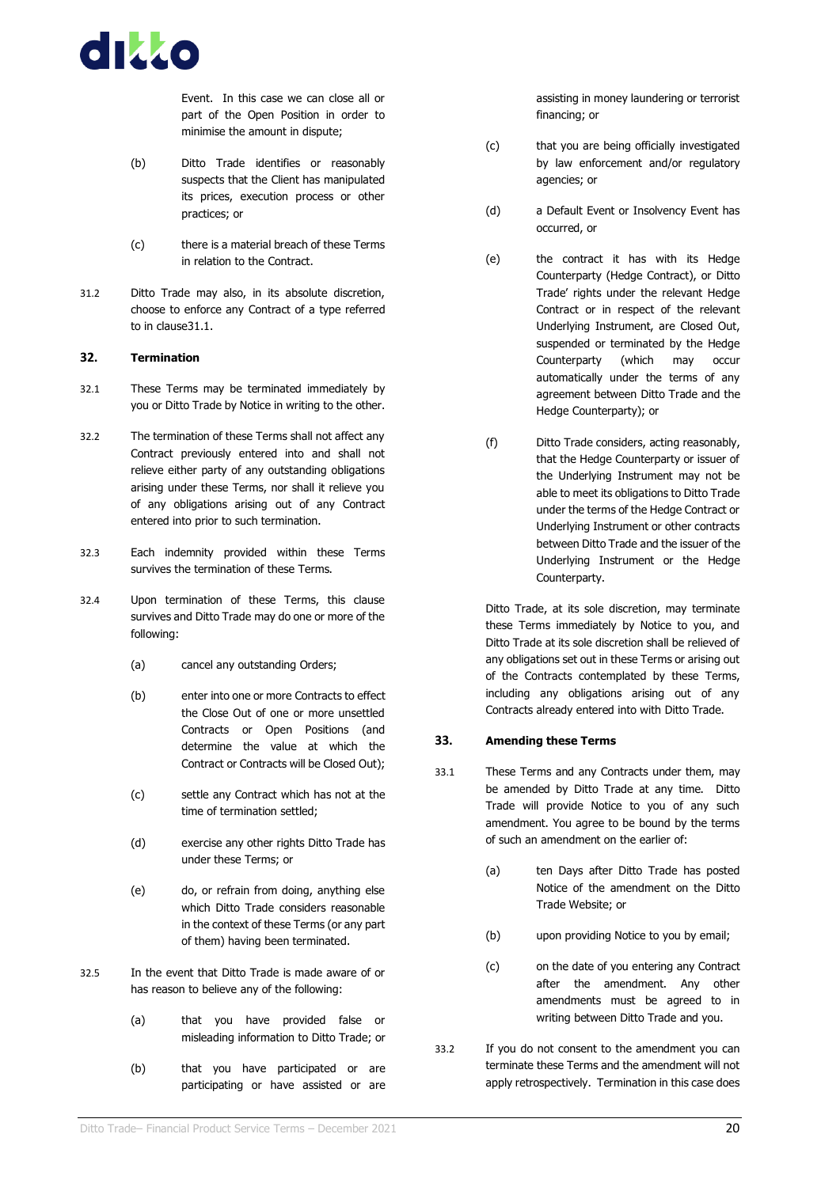Event. In this case we can close all or part of the Open Position in order to minimise the amount in dispute;

(b) Ditto Trade identifies or reasonably suspects that the Client has manipulated its prices, execution process or other practices; or

(c) there is a material breach of these Terms in relation to the Contract.

31.2 Ditto Trade may also, in its absolute discretion, choose to enforce any Contract of a type referred to in clause31.1.

## 32. Termination

32.1 These Terms may be terminated immediately by you or Ditto Trade by Notice in writing to the other.

32.2 The termination of these Terms shall not affect any Contract previously entered into and shall not relieve either party of any outstanding obligations arising under these Terms, nor shall it relieve you of any obligations arising out of any Contract entered into prior to such termination.

32.3 Each indemnity provided within these Terms survives the termination of these Terms.

32.4 Upon termination of these Terms, this clause survives and Ditto Trade may do one or more of the following:

(a) cancel any outstanding Orders;

(b) enter into one or more Contracts to effect the Close Out of one or more unsettled Contracts or Open Positions (and determine the value at which the Contract or Contracts will be Closed Out);

(c) settle any Contract which has not at the time of termination settled;

(d) exercise any other rights Ditto Trade has under these Terms; or

(e) do, or refrain from doing, anything else which Ditto Trade considers reasonable in the context of these Terms (or any part of them) having been terminated.

32.5 In the event that Ditto Trade is made aware of or has reason to believe any of the following:

(a) that you have provided false or misleading information to Ditto Trade; or

(b) that you have participated or are participating or have assisted or are assisting in money laundering or terrorist financing; or

(c) that you are being officially investigated by law enforcement and/or regulatory agencies; or

(d) a Default Event or Insolvency Event has occurred, or

(e) the contract it has with its Hedge Counterparty (Hedge Contract), or Ditto Trade' rights under the relevant Hedge Contract or in respect of the relevant Underlying Instrument, are Closed Out, suspended or terminated by the Hedge Counterparty (which may occur automatically under the terms of any agreement between Ditto Trade and the Hedge Counterparty); or

(f) Ditto Trade considers, acting reasonably, that the Hedge Counterparty or issuer of the Underlying Instrument may not be able to meet its obligations to Ditto Trade under the terms of the Hedge Contract or Underlying Instrument or other contracts between Ditto Trade and the issuer of the Underlying Instrument or the Hedge Counterparty.

Ditto Trade, at its sole discretion, may terminate these Terms immediately by Notice to you, and Ditto Trade at its sole discretion shall be relieved of any obligations set out in these Terms or arising out of the Contracts contemplated by these Terms, including any obligations arising out of any Contracts already entered into with Ditto Trade.

## 33. Amending these Terms

33.1 These Terms and any Contracts under them, may be amended by Ditto Trade at any time. Ditto Trade will provide Notice to you of any such amendment. You agree to be bound by the terms of such an amendment on the earlier of:

(a) ten Days after Ditto Trade has posted Notice of the amendment on the Ditto Trade Website; or

(b) upon providing Notice to you by email;

(c) on the date of you entering any Contract after the amendment. Any other amendments must be agreed to in writing between Ditto Trade and you.

33.2 If you do not consent to the amendment you can terminate these Terms and the amendment will not apply retrospectively. Termination in this case does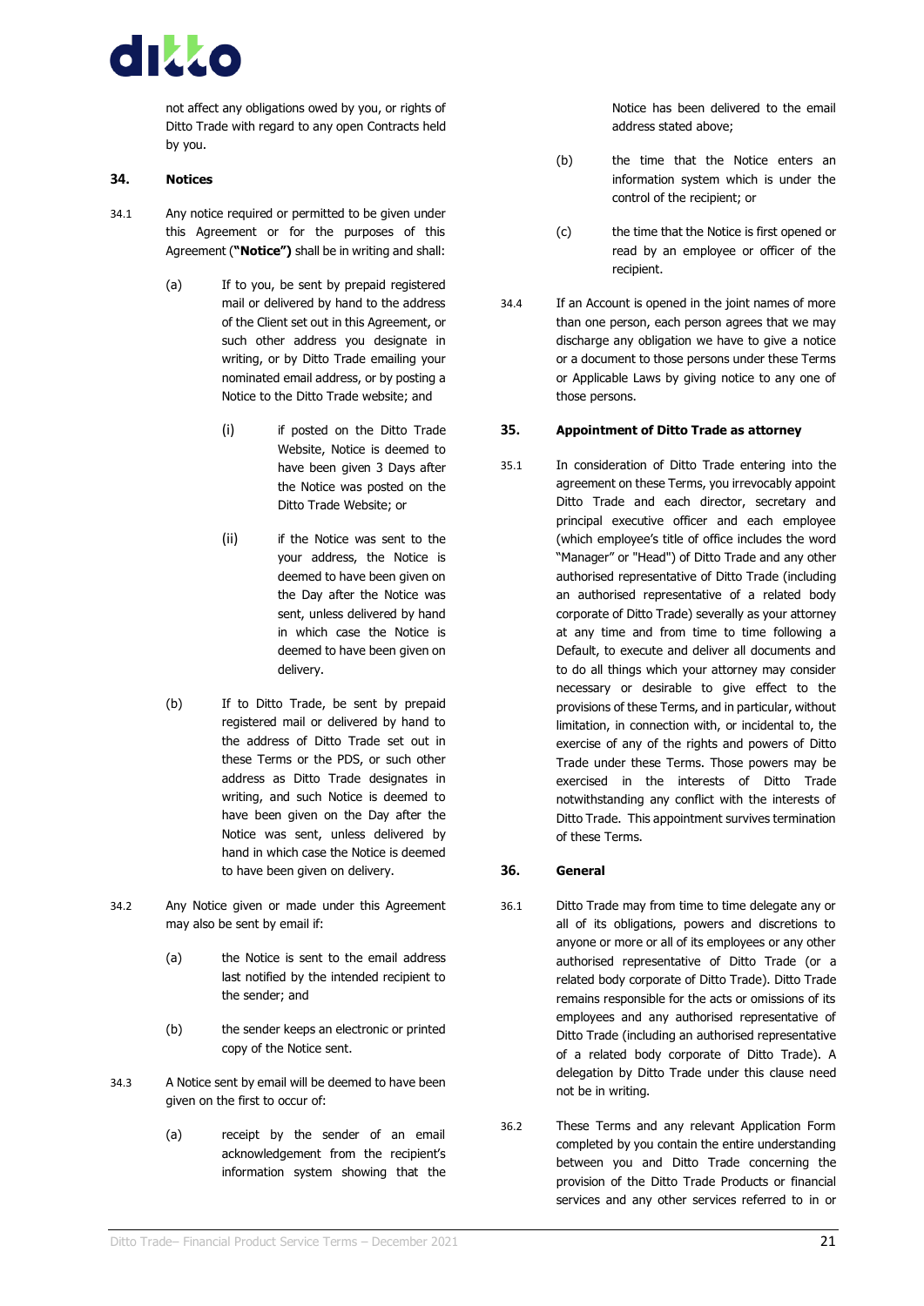not affect any obligations owed by you, or rights of Ditto Trade with regard to any open Contracts held by you.

## 34. Notices

34.1 Any notice required or permitted to be given under this Agreement or for the purposes of this Agreement (**"Notice")** shall be in writing and shall:

(a) If to you, be sent by prepaid registered mail or delivered by hand to the address of the Client set out in this Agreement, or such other address you designate in writing, or by Ditto Trade emailing your nominated email address, or by posting a Notice to the Ditto Trade website; and

(i) if posted on the Ditto Trade Website, Notice is deemed to have been given 3 Days after the Notice was posted on the Ditto Trade Website; or

(ii) if the Notice was sent to the your address, the Notice is deemed to have been given on the Day after the Notice was sent, unless delivered by hand in which case the Notice is deemed to have been given on delivery.

(b) If to Ditto Trade, be sent by prepaid registered mail or delivered by hand to the address of Ditto Trade set out in these Terms or the PDS, or such other address as Ditto Trade designates in writing, and such Notice is deemed to have been given on the Day after the Notice was sent, unless delivered by hand in which case the Notice is deemed to have been given on delivery.

34.2 Any Notice given or made under this Agreement may also be sent by email if:

(a) the Notice is sent to the email address last notified by the intended recipient to the sender; and

(b) the sender keeps an electronic or printed copy of the Notice sent.

34.3 A Notice sent by email will be deemed to have been given on the first to occur of:

(a) receipt by the sender of an email acknowledgement from the recipient's information system showing that the Notice has been delivered to the email address stated above;

(b) the time that the Notice enters an information system which is under the control of the recipient; or

(c) the time that the Notice is first opened or read by an employee or officer of the recipient.

34.4 If an Account is opened in the joint names of more than one person, each person agrees that we may discharge any obligation we have to give a notice or a document to those persons under these Terms or Applicable Laws by giving notice to any one of those persons.

## 35. Appointment of Ditto Trade as attorney

35.1 In consideration of Ditto Trade entering into the agreement on these Terms, you irrevocably appoint Ditto Trade and each director, secretary and principal executive officer and each employee (which employee's title of office includes the word "Manager" or "Head") of Ditto Trade and any other authorised representative of Ditto Trade (including an authorised representative of a related body corporate of Ditto Trade) severally as your attorney at any time and from time to time following a Default, to execute and deliver all documents and to do all things which your attorney may consider necessary or desirable to give effect to the provisions of these Terms, and in particular, without limitation, in connection with, or incidental to, the exercise of any of the rights and powers of Ditto Trade under these Terms. Those powers may be exercised in the interests of Ditto Trade notwithstanding any conflict with the interests of Ditto Trade. This appointment survives termination of these Terms.

## 36. General

36.1 Ditto Trade may from time to time delegate any or all of its obligations, powers and discretions to anyone or more or all of its employees or any other authorised representative of Ditto Trade (or a related body corporate of Ditto Trade). Ditto Trade remains responsible for the acts or omissions of its employees and any authorised representative of Ditto Trade (including an authorised representative of a related body corporate of Ditto Trade). A delegation by Ditto Trade under this clause need not be in writing.

36.2 These Terms and any relevant Application Form completed by you contain the entire understanding between you and Ditto Trade concerning the provision of the Ditto Trade Products or financial services and any other services referred to in or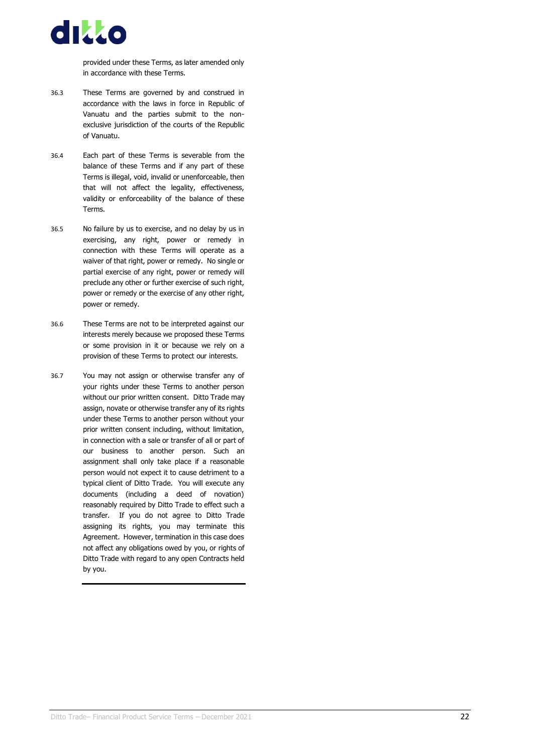provided under these Terms, as later amended only in accordance with these Terms.

36.3 These Terms are governed by and construed in accordance with the laws in force in Republic of Vanuatu and the parties submit to the non-exclusive jurisdiction of the courts of the Republic of Vanuatu.

36.4 Each part of these Terms is severable from the balance of these Terms and if any part of these Terms is illegal, void, invalid or unenforceable, then that will not affect the legality, effectiveness, validity or enforceability of the balance of these Terms.

36.5 No failure by us to exercise, and no delay by us in exercising, any right, power or remedy in connection with these Terms will operate as a waiver of that right, power or remedy. No single or partial exercise of any right, power or remedy will preclude any other or further exercise of such right, power or remedy or the exercise of any other right, power or remedy.

36.6 These Terms are not to be interpreted against our interests merely because we proposed these Terms or some provision in it or because we rely on a provision of these Terms to protect our interests.

36.7 You may not assign or otherwise transfer any of your rights under these Terms to another person without our prior written consent. Ditto Trade may assign, novate or otherwise transfer any of its rights under these Terms to another person without your prior written consent including, without limitation, in connection with a sale or transfer of all or part of our business to another person. Such an assignment shall only take place if a reasonable person would not expect it to cause detriment to a typical client of Ditto Trade. You will execute any documents (including a deed of novation) reasonably required by Ditto Trade to effect such a transfer. If you do not agree to Ditto Trade assigning its rights, you may terminate this Agreement. However, termination in this case does not affect any obligations owed by you, or rights of Ditto Trade with regard to any open Contracts held by you.